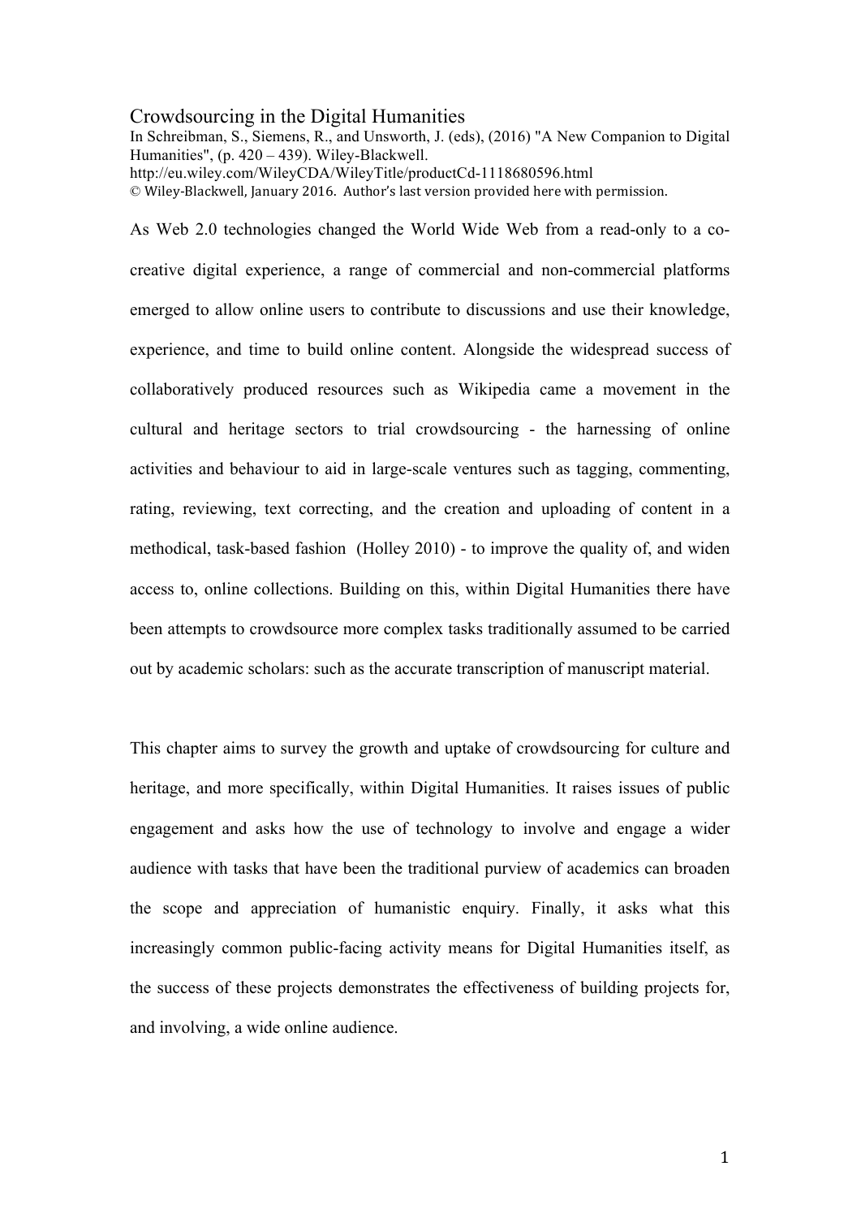# Crowdsourcing in the Digital Humanities

In Schreibman, S., Siemens, R., and Unsworth, J. (eds), (2016) "A New Companion to Digital Humanities", (p. 420 – 439). Wiley-Blackwell.
http://eu.wiley.com/WileyCDA/WileyTitle/productCd-1118680596.html
© Wiley-Blackwell, January 2016. Author's last version provided here with permission.

As Web 2.0 technologies changed the World Wide Web from a read-only to a co-creative digital experience, a range of commercial and non-commercial platforms emerged to allow online users to contribute to discussions and use their knowledge, experience, and time to build online content. Alongside the widespread success of collaboratively produced resources such as Wikipedia came a movement in the cultural and heritage sectors to trial crowdsourcing - the harnessing of online activities and behaviour to aid in large-scale ventures such as tagging, commenting, rating, reviewing, text correcting, and the creation and uploading of content in a methodical, task-based fashion (Holley 2010) - to improve the quality of, and widen access to, online collections. Building on this, within Digital Humanities there have been attempts to crowdsource more complex tasks traditionally assumed to be carried out by academic scholars: such as the accurate transcription of manuscript material.

This chapter aims to survey the growth and uptake of crowdsourcing for culture and heritage, and more specifically, within Digital Humanities. It raises issues of public engagement and asks how the use of technology to involve and engage a wider audience with tasks that have been the traditional purview of academics can broaden the scope and appreciation of humanistic enquiry. Finally, it asks what this increasingly common public-facing activity means for Digital Humanities itself, as the success of these projects demonstrates the effectiveness of building projects for, and involving, a wide online audience.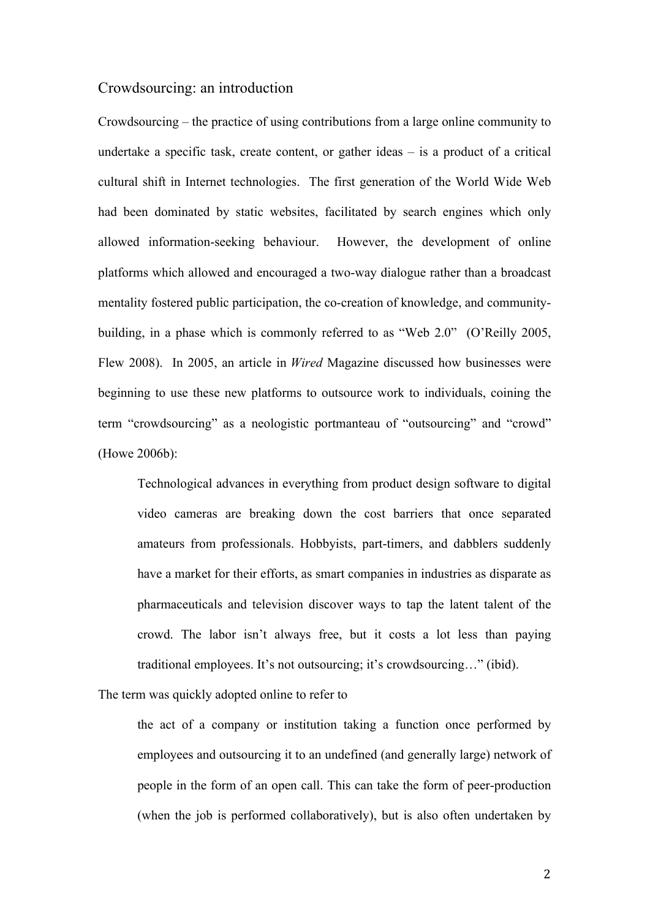## Crowdsourcing: an introduction

Crowdsourcing – the practice of using contributions from a large online community to undertake a specific task, create content, or gather ideas – is a product of a critical cultural shift in Internet technologies. The first generation of the World Wide Web had been dominated by static websites, facilitated by search engines which only allowed information-seeking behaviour. However, the development of online platforms which allowed and encouraged a two-way dialogue rather than a broadcast mentality fostered public participation, the co-creation of knowledge, and community-building, in a phase which is commonly referred to as "Web 2.0" (O'Reilly 2005, Flew 2008). In 2005, an article in *Wired* Magazine discussed how businesses were beginning to use these new platforms to outsource work to individuals, coining the term "crowdsourcing" as a neologistic portmanteau of "outsourcing" and "crowd" (Howe 2006b):

> Technological advances in everything from product design software to digital video cameras are breaking down the cost barriers that once separated amateurs from professionals. Hobbyists, part-timers, and dabblers suddenly have a market for their efforts, as smart companies in industries as disparate as pharmaceuticals and television discover ways to tap the latent talent of the crowd. The labor isn't always free, but it costs a lot less than paying traditional employees. It's not outsourcing; it's crowdsourcing…" (ibid).

The term was quickly adopted online to refer to

> the act of a company or institution taking a function once performed by employees and outsourcing it to an undefined (and generally large) network of people in the form of an open call. This can take the form of peer-production (when the job is performed collaboratively), but is also often undertaken by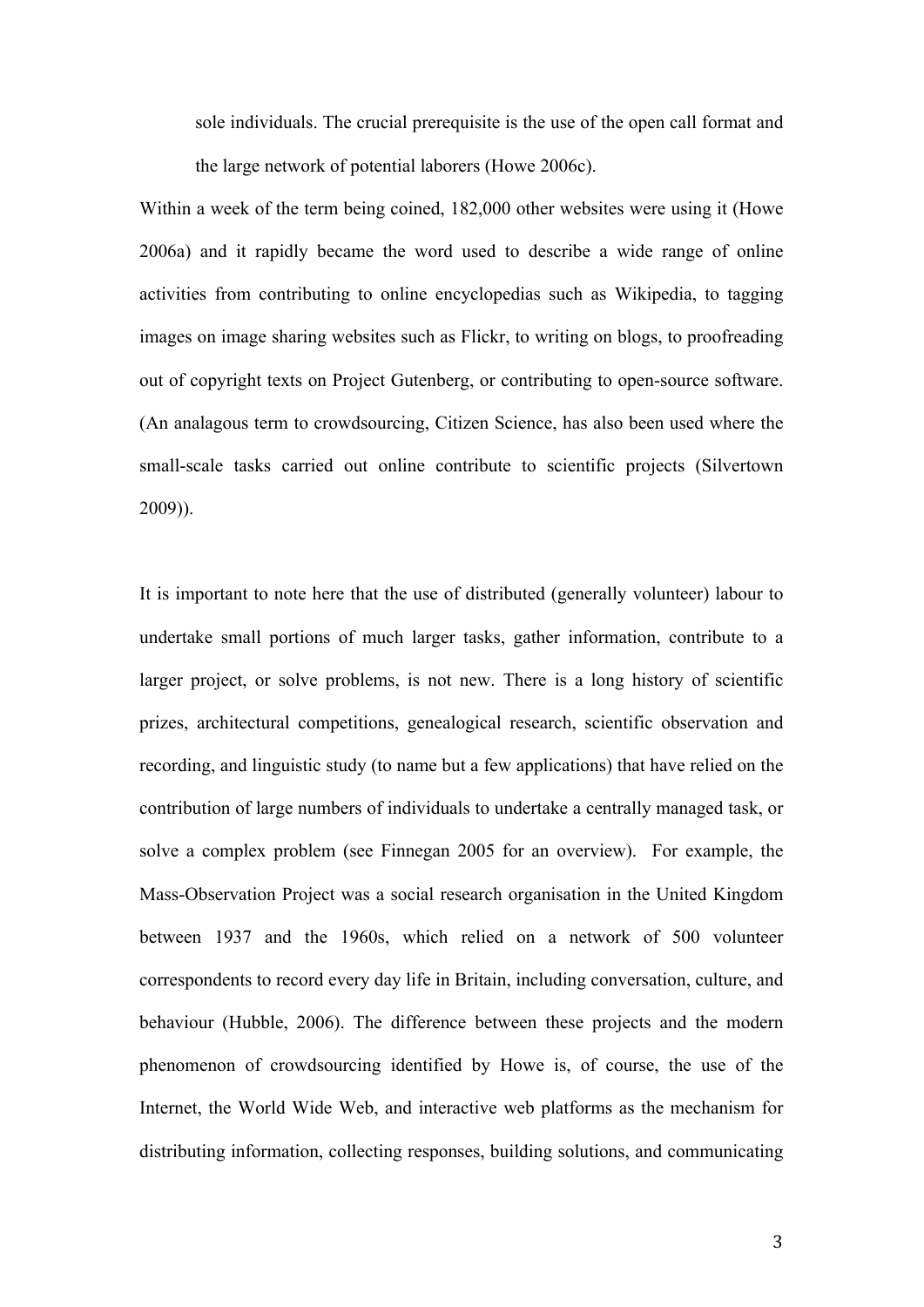sole individuals. The crucial prerequisite is the use of the open call format and the large network of potential laborers (Howe 2006c).

Within a week of the term being coined, 182,000 other websites were using it (Howe 2006a) and it rapidly became the word used to describe a wide range of online activities from contributing to online encyclopedias such as Wikipedia, to tagging images on image sharing websites such as Flickr, to writing on blogs, to proofreading out of copyright texts on Project Gutenberg, or contributing to open-source software. (An analagous term to crowdsourcing, Citizen Science, has also been used where the small-scale tasks carried out online contribute to scientific projects (Silvertown 2009)).

It is important to note here that the use of distributed (generally volunteer) labour to undertake small portions of much larger tasks, gather information, contribute to a larger project, or solve problems, is not new. There is a long history of scientific prizes, architectural competitions, genealogical research, scientific observation and recording, and linguistic study (to name but a few applications) that have relied on the contribution of large numbers of individuals to undertake a centrally managed task, or solve a complex problem (see Finnegan 2005 for an overview). For example, the Mass-Observation Project was a social research organisation in the United Kingdom between 1937 and the 1960s, which relied on a network of 500 volunteer correspondents to record every day life in Britain, including conversation, culture, and behaviour (Hubble, 2006). The difference between these projects and the modern phenomenon of crowdsourcing identified by Howe is, of course, the use of the Internet, the World Wide Web, and interactive web platforms as the mechanism for distributing information, collecting responses, building solutions, and communicating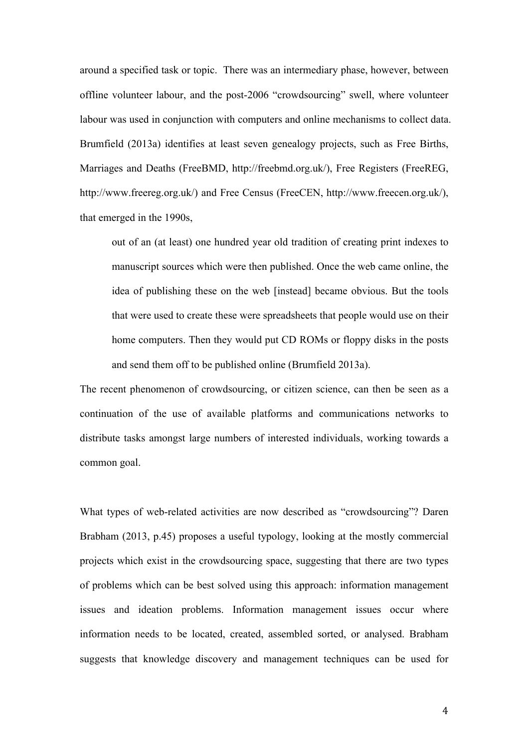around a specified task or topic. There was an intermediary phase, however, between offline volunteer labour, and the post-2006 "crowdsourcing" swell, where volunteer labour was used in conjunction with computers and online mechanisms to collect data. Brumfield (2013a) identifies at least seven genealogy projects, such as Free Births, Marriages and Deaths (FreeBMD, http://freebmd.org.uk/), Free Registers (FreeREG, http://www.freereg.org.uk/) and Free Census (FreeCEN, http://www.freecen.org.uk/), that emerged in the 1990s,

> out of an (at least) one hundred year old tradition of creating print indexes to manuscript sources which were then published. Once the web came online, the idea of publishing these on the web [instead] became obvious. But the tools that were used to create these were spreadsheets that people would use on their home computers. Then they would put CD ROMs or floppy disks in the posts and send them off to be published online (Brumfield 2013a).

The recent phenomenon of crowdsourcing, or citizen science, can then be seen as a continuation of the use of available platforms and communications networks to distribute tasks amongst large numbers of interested individuals, working towards a common goal.

What types of web-related activities are now described as "crowdsourcing"? Daren Brabham (2013, p.45) proposes a useful typology, looking at the mostly commercial projects which exist in the crowdsourcing space, suggesting that there are two types of problems which can be best solved using this approach: information management issues and ideation problems. Information management issues occur where information needs to be located, created, assembled sorted, or analysed. Brabham suggests that knowledge discovery and management techniques can be used for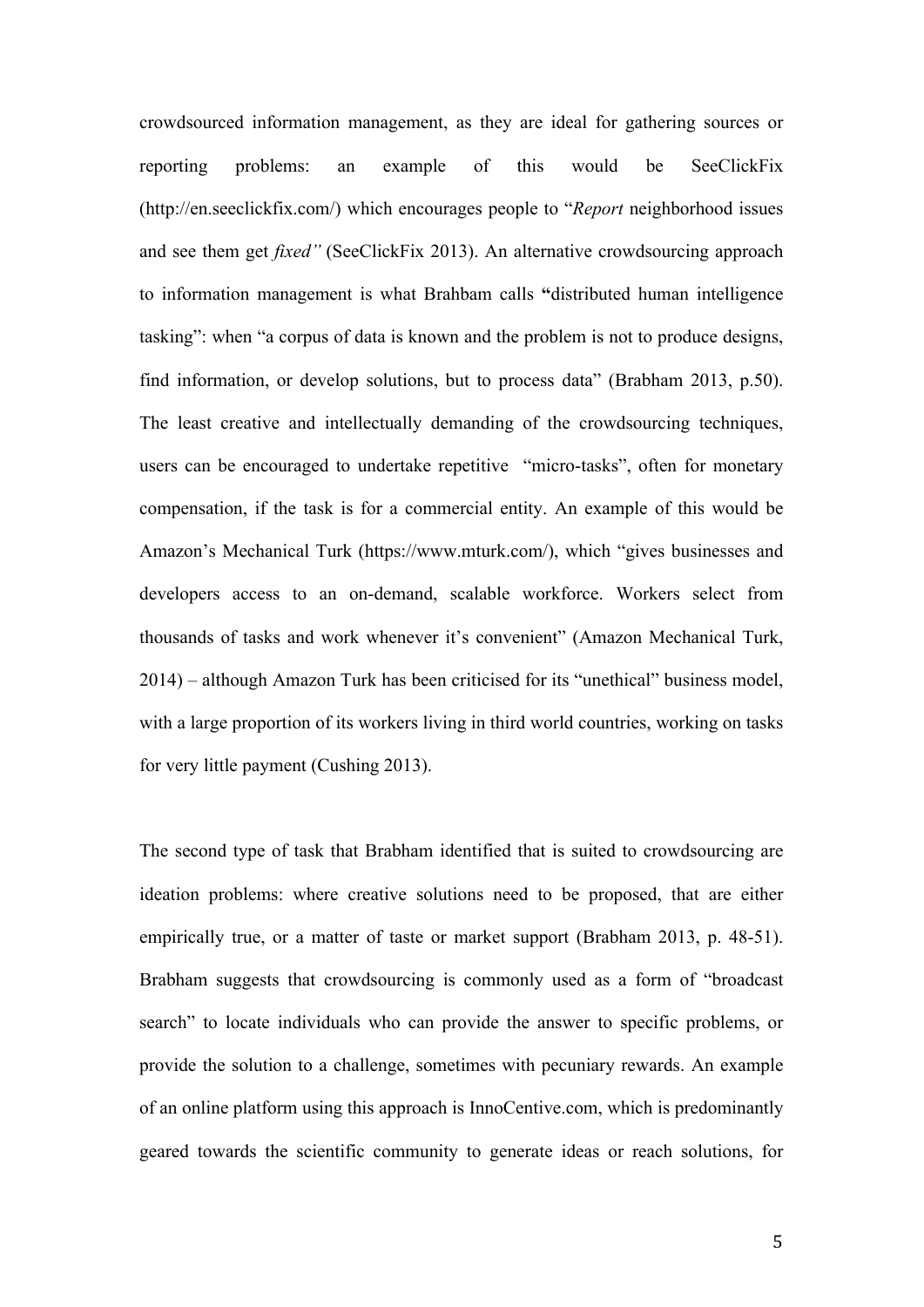crowdsourced information management, as they are ideal for gathering sources or reporting problems: an example of this would be SeeClickFix (http://en.seeclickfix.com/) which encourages people to "*Report* neighborhood issues and see them get *fixed"* (SeeClickFix 2013). An alternative crowdsourcing approach to information management is what Brahbam calls **"**distributed human intelligence tasking": when "a corpus of data is known and the problem is not to produce designs, find information, or develop solutions, but to process data" (Brabham 2013, p.50). The least creative and intellectually demanding of the crowdsourcing techniques, users can be encouraged to undertake repetitive "micro-tasks", often for monetary compensation, if the task is for a commercial entity. An example of this would be Amazon's Mechanical Turk (https://www.mturk.com/), which "gives businesses and developers access to an on-demand, scalable workforce. Workers select from thousands of tasks and work whenever it's convenient" (Amazon Mechanical Turk, 2014) – although Amazon Turk has been criticised for its "unethical" business model, with a large proportion of its workers living in third world countries, working on tasks for very little payment (Cushing 2013).

The second type of task that Brabham identified that is suited to crowdsourcing are ideation problems: where creative solutions need to be proposed, that are either empirically true, or a matter of taste or market support (Brabham 2013, p. 48-51). Brabham suggests that crowdsourcing is commonly used as a form of "broadcast search" to locate individuals who can provide the answer to specific problems, or provide the solution to a challenge, sometimes with pecuniary rewards. An example of an online platform using this approach is InnoCentive.com, which is predominantly geared towards the scientific community to generate ideas or reach solutions, for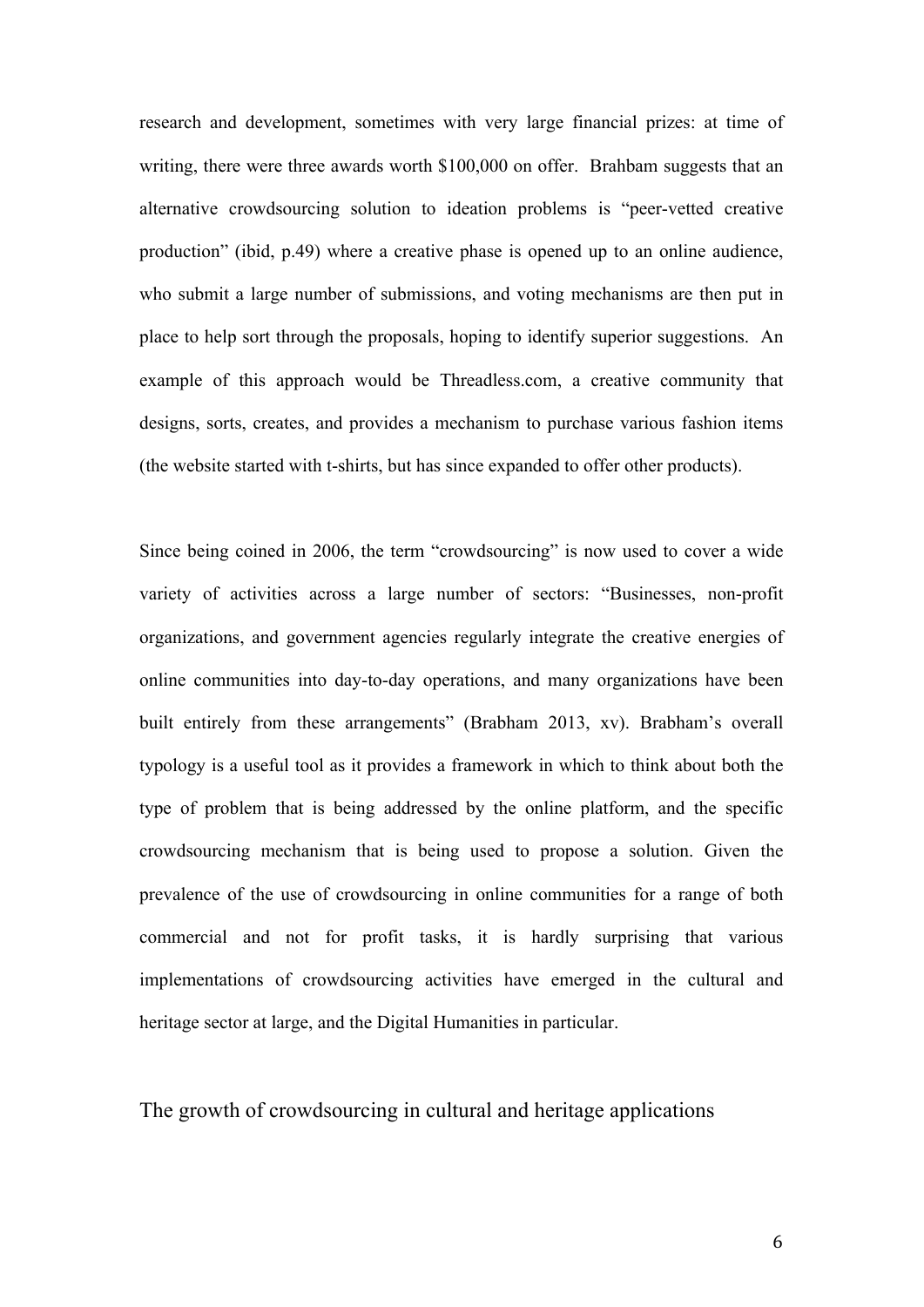research and development, sometimes with very large financial prizes: at time of writing, there were three awards worth $100,000 on offer. Brahbam suggests that an alternative crowdsourcing solution to ideation problems is "peer-vetted creative production" (ibid, p.49) where a creative phase is opened up to an online audience, who submit a large number of submissions, and voting mechanisms are then put in place to help sort through the proposals, hoping to identify superior suggestions. An example of this approach would be Threadless.com, a creative community that designs, sorts, creates, and provides a mechanism to purchase various fashion items (the website started with t-shirts, but has since expanded to offer other products).

Since being coined in 2006, the term "crowdsourcing" is now used to cover a wide variety of activities across a large number of sectors: "Businesses, non-profit organizations, and government agencies regularly integrate the creative energies of online communities into day-to-day operations, and many organizations have been built entirely from these arrangements" (Brabham 2013, xv). Brabham's overall typology is a useful tool as it provides a framework in which to think about both the type of problem that is being addressed by the online platform, and the specific crowdsourcing mechanism that is being used to propose a solution. Given the prevalence of the use of crowdsourcing in online communities for a range of both commercial and not for profit tasks, it is hardly surprising that various implementations of crowdsourcing activities have emerged in the cultural and heritage sector at large, and the Digital Humanities in particular.

## The growth of crowdsourcing in cultural and heritage applications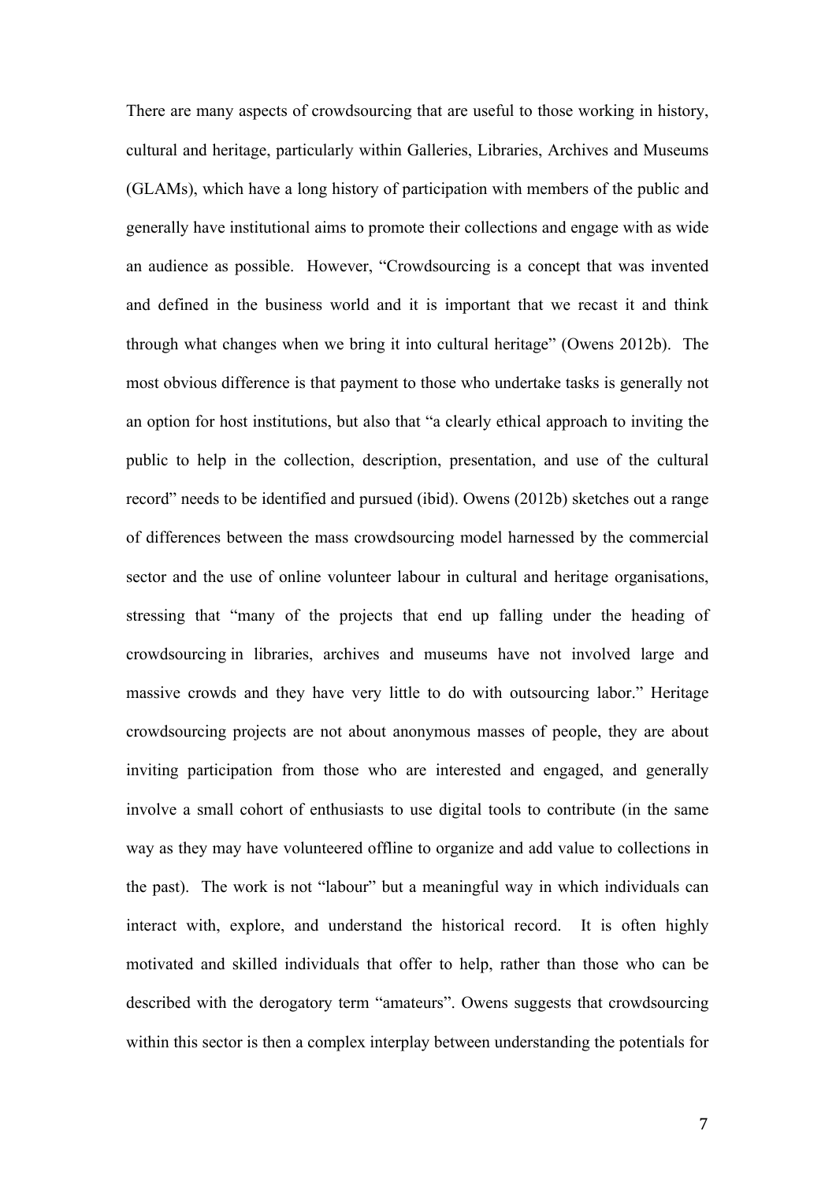There are many aspects of crowdsourcing that are useful to those working in history, cultural and heritage, particularly within Galleries, Libraries, Archives and Museums (GLAMs), which have a long history of participation with members of the public and generally have institutional aims to promote their collections and engage with as wide an audience as possible. However, "Crowdsourcing is a concept that was invented and defined in the business world and it is important that we recast it and think through what changes when we bring it into cultural heritage" (Owens 2012b). The most obvious difference is that payment to those who undertake tasks is generally not an option for host institutions, but also that "a clearly ethical approach to inviting the public to help in the collection, description, presentation, and use of the cultural record" needs to be identified and pursued (ibid). Owens (2012b) sketches out a range of differences between the mass crowdsourcing model harnessed by the commercial sector and the use of online volunteer labour in cultural and heritage organisations, stressing that "many of the projects that end up falling under the heading of crowdsourcing in libraries, archives and museums have not involved large and massive crowds and they have very little to do with outsourcing labor." Heritage crowdsourcing projects are not about anonymous masses of people, they are about inviting participation from those who are interested and engaged, and generally involve a small cohort of enthusiasts to use digital tools to contribute (in the same way as they may have volunteered offline to organize and add value to collections in the past). The work is not "labour" but a meaningful way in which individuals can interact with, explore, and understand the historical record. It is often highly motivated and skilled individuals that offer to help, rather than those who can be described with the derogatory term "amateurs". Owens suggests that crowdsourcing within this sector is then a complex interplay between understanding the potentials for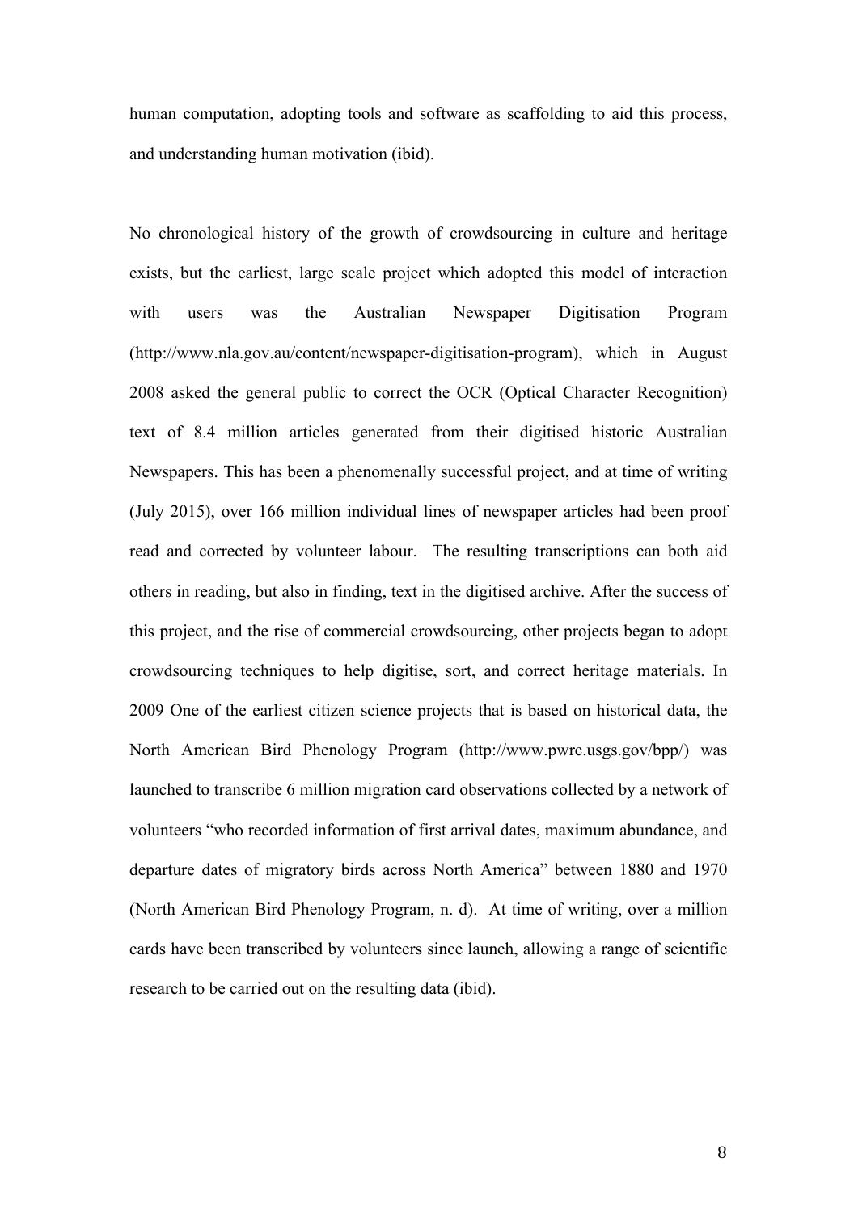human computation, adopting tools and software as scaffolding to aid this process, and understanding human motivation (ibid).

No chronological history of the growth of crowdsourcing in culture and heritage exists, but the earliest, large scale project which adopted this model of interaction with users was the Australian Newspaper Digitisation Program (http://www.nla.gov.au/content/newspaper-digitisation-program), which in August 2008 asked the general public to correct the OCR (Optical Character Recognition) text of 8.4 million articles generated from their digitised historic Australian Newspapers. This has been a phenomenally successful project, and at time of writing (July 2015), over 166 million individual lines of newspaper articles had been proof read and corrected by volunteer labour. The resulting transcriptions can both aid others in reading, but also in finding, text in the digitised archive. After the success of this project, and the rise of commercial crowdsourcing, other projects began to adopt crowdsourcing techniques to help digitise, sort, and correct heritage materials. In 2009 One of the earliest citizen science projects that is based on historical data, the North American Bird Phenology Program (http://www.pwrc.usgs.gov/bpp/) was launched to transcribe 6 million migration card observations collected by a network of volunteers "who recorded information of first arrival dates, maximum abundance, and departure dates of migratory birds across North America" between 1880 and 1970 (North American Bird Phenology Program, n. d). At time of writing, over a million cards have been transcribed by volunteers since launch, allowing a range of scientific research to be carried out on the resulting data (ibid).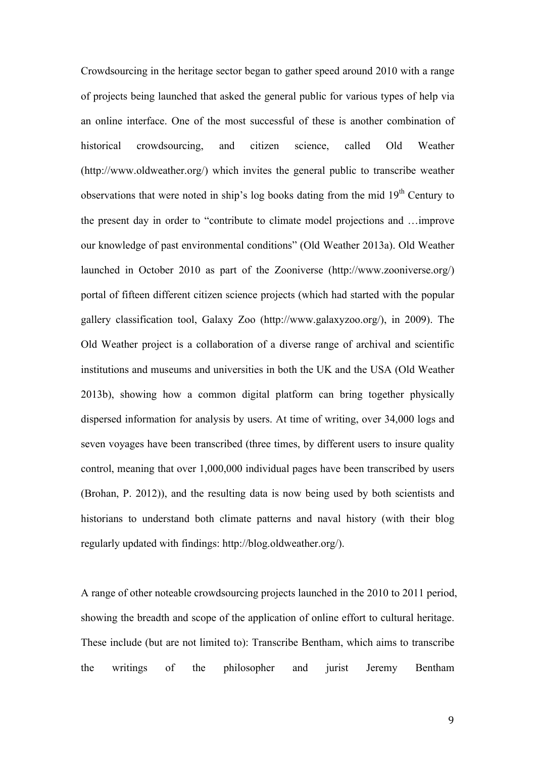Crowdsourcing in the heritage sector began to gather speed around 2010 with a range of projects being launched that asked the general public for various types of help via an online interface. One of the most successful of these is another combination of historical crowdsourcing, and citizen science, called Old Weather (http://www.oldweather.org/) which invites the general public to transcribe weather observations that were noted in ship's log books dating from the mid 19$^{th}$ Century to the present day in order to "contribute to climate model projections and …improve our knowledge of past environmental conditions" (Old Weather 2013a). Old Weather launched in October 2010 as part of the Zooniverse (http://www.zooniverse.org/) portal of fifteen different citizen science projects (which had started with the popular gallery classification tool, Galaxy Zoo (http://www.galaxyzoo.org/), in 2009). The Old Weather project is a collaboration of a diverse range of archival and scientific institutions and museums and universities in both the UK and the USA (Old Weather 2013b), showing how a common digital platform can bring together physically dispersed information for analysis by users. At time of writing, over 34,000 logs and seven voyages have been transcribed (three times, by different users to insure quality control, meaning that over 1,000,000 individual pages have been transcribed by users (Brohan, P. 2012)), and the resulting data is now being used by both scientists and historians to understand both climate patterns and naval history (with their blog regularly updated with findings: http://blog.oldweather.org/).

A range of other noteable crowdsourcing projects launched in the 2010 to 2011 period, showing the breadth and scope of the application of online effort to cultural heritage. These include (but are not limited to): Transcribe Bentham, which aims to transcribe the writings of the philosopher and jurist Jeremy Bentham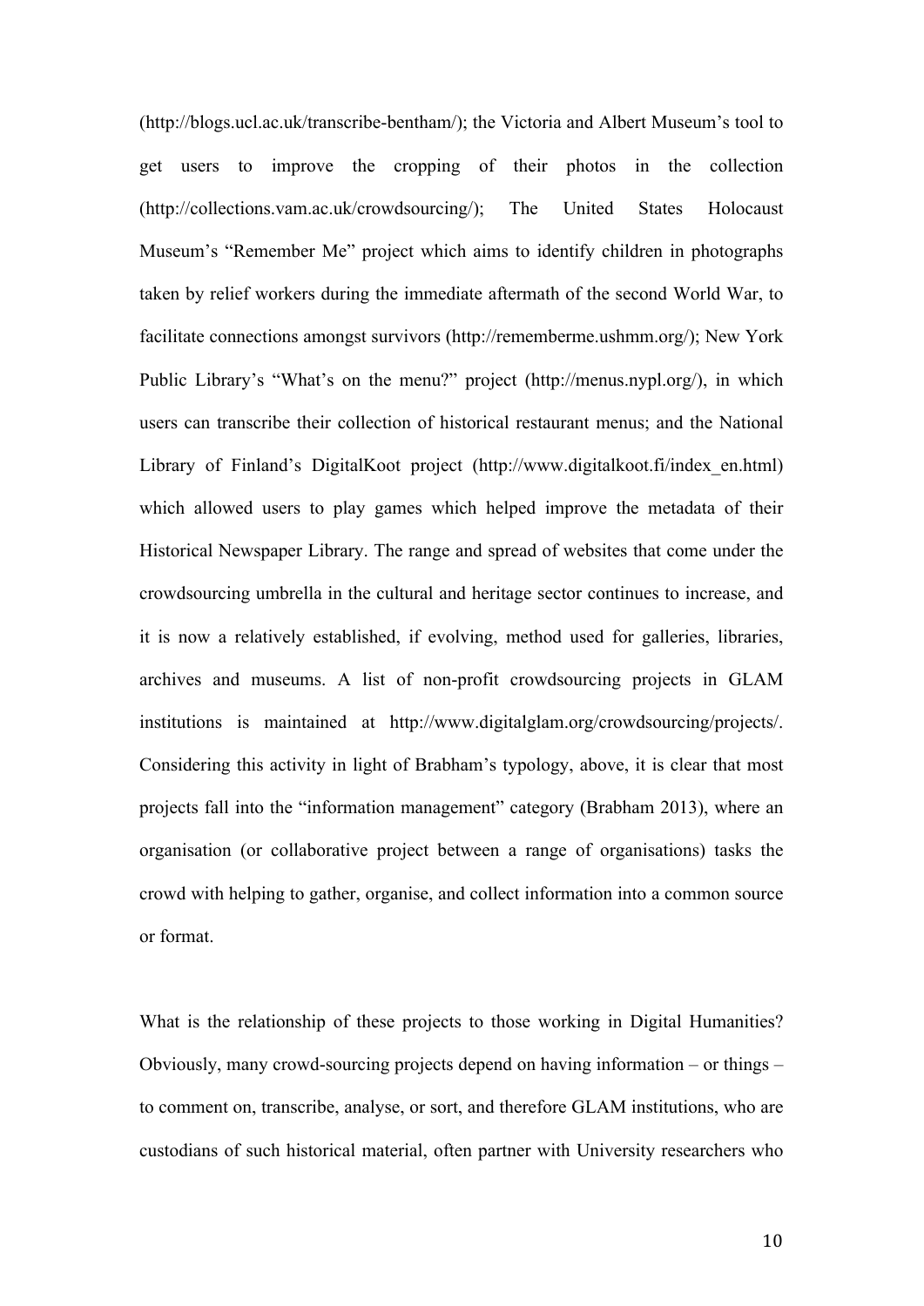(http://blogs.ucl.ac.uk/transcribe-bentham/); the Victoria and Albert Museum's tool to get users to improve the cropping of their photos in the collection (http://collections.vam.ac.uk/crowdsourcing/); The United States Holocaust Museum's "Remember Me" project which aims to identify children in photographs taken by relief workers during the immediate aftermath of the second World War, to facilitate connections amongst survivors (http://rememberme.ushmm.org/); New York Public Library's "What's on the menu?" project (http://menus.nypl.org/), in which users can transcribe their collection of historical restaurant menus; and the National Library of Finland's DigitalKoot project (http://www.digitalkoot.fi/index_en.html) which allowed users to play games which helped improve the metadata of their Historical Newspaper Library. The range and spread of websites that come under the crowdsourcing umbrella in the cultural and heritage sector continues to increase, and it is now a relatively established, if evolving, method used for galleries, libraries, archives and museums. A list of non-profit crowdsourcing projects in GLAM institutions is maintained at http://www.digitalglam.org/crowdsourcing/projects/. Considering this activity in light of Brabham's typology, above, it is clear that most projects fall into the "information management" category (Brabham 2013), where an organisation (or collaborative project between a range of organisations) tasks the crowd with helping to gather, organise, and collect information into a common source or format.

What is the relationship of these projects to those working in Digital Humanities? Obviously, many crowd-sourcing projects depend on having information – or things – to comment on, transcribe, analyse, or sort, and therefore GLAM institutions, who are custodians of such historical material, often partner with University researchers who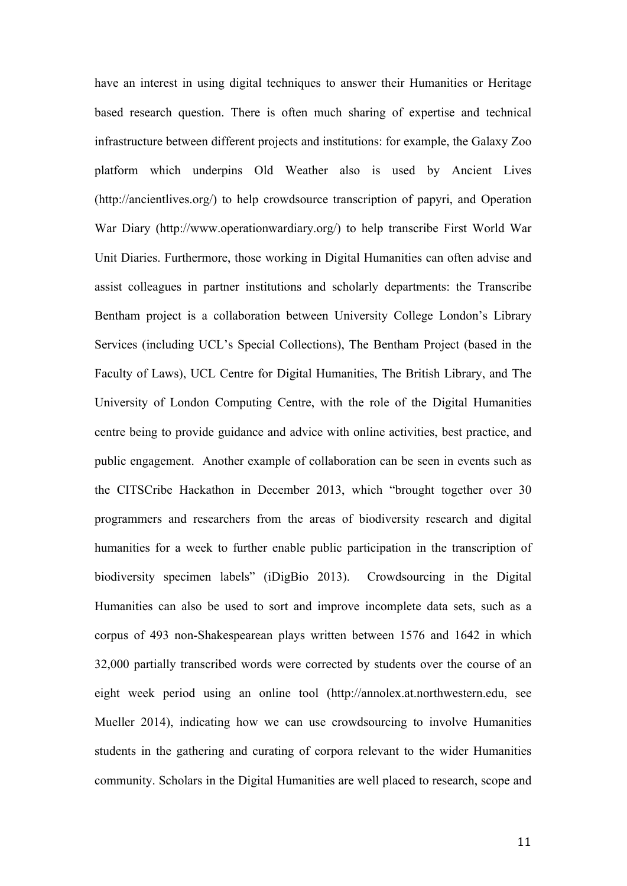have an interest in using digital techniques to answer their Humanities or Heritage based research question. There is often much sharing of expertise and technical infrastructure between different projects and institutions: for example, the Galaxy Zoo platform which underpins Old Weather also is used by Ancient Lives (http://ancientlives.org/) to help crowdsource transcription of papyri, and Operation War Diary (http://www.operationwardiary.org/) to help transcribe First World War Unit Diaries. Furthermore, those working in Digital Humanities can often advise and assist colleagues in partner institutions and scholarly departments: the Transcribe Bentham project is a collaboration between University College London's Library Services (including UCL's Special Collections), The Bentham Project (based in the Faculty of Laws), UCL Centre for Digital Humanities, The British Library, and The University of London Computing Centre, with the role of the Digital Humanities centre being to provide guidance and advice with online activities, best practice, and public engagement. Another example of collaboration can be seen in events such as the CITSCribe Hackathon in December 2013, which "brought together over 30 programmers and researchers from the areas of biodiversity research and digital humanities for a week to further enable public participation in the transcription of biodiversity specimen labels" (iDigBio 2013). Crowdsourcing in the Digital Humanities can also be used to sort and improve incomplete data sets, such as a corpus of 493 non-Shakespearean plays written between 1576 and 1642 in which 32,000 partially transcribed words were corrected by students over the course of an eight week period using an online tool (http://annolex.at.northwestern.edu, see Mueller 2014), indicating how we can use crowdsourcing to involve Humanities students in the gathering and curating of corpora relevant to the wider Humanities community. Scholars in the Digital Humanities are well placed to research, scope and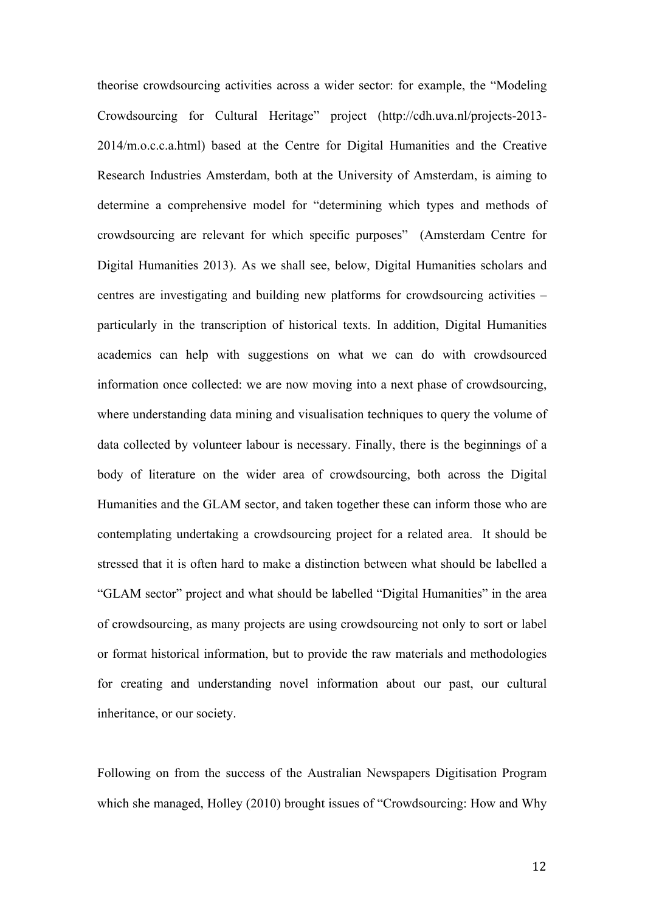theorise crowdsourcing activities across a wider sector: for example, the "Modeling Crowdsourcing for Cultural Heritage" project (http://cdh.uva.nl/projects-2013-2014/m.o.c.c.a.html) based at the Centre for Digital Humanities and the Creative Research Industries Amsterdam, both at the University of Amsterdam, is aiming to determine a comprehensive model for "determining which types and methods of crowdsourcing are relevant for which specific purposes" (Amsterdam Centre for Digital Humanities 2013). As we shall see, below, Digital Humanities scholars and centres are investigating and building new platforms for crowdsourcing activities – particularly in the transcription of historical texts. In addition, Digital Humanities academics can help with suggestions on what we can do with crowdsourced information once collected: we are now moving into a next phase of crowdsourcing, where understanding data mining and visualisation techniques to query the volume of data collected by volunteer labour is necessary. Finally, there is the beginnings of a body of literature on the wider area of crowdsourcing, both across the Digital Humanities and the GLAM sector, and taken together these can inform those who are contemplating undertaking a crowdsourcing project for a related area. It should be stressed that it is often hard to make a distinction between what should be labelled a "GLAM sector" project and what should be labelled "Digital Humanities" in the area of crowdsourcing, as many projects are using crowdsourcing not only to sort or label or format historical information, but to provide the raw materials and methodologies for creating and understanding novel information about our past, our cultural inheritance, or our society.

Following on from the success of the Australian Newspapers Digitisation Program which she managed, Holley (2010) brought issues of "Crowdsourcing: How and Why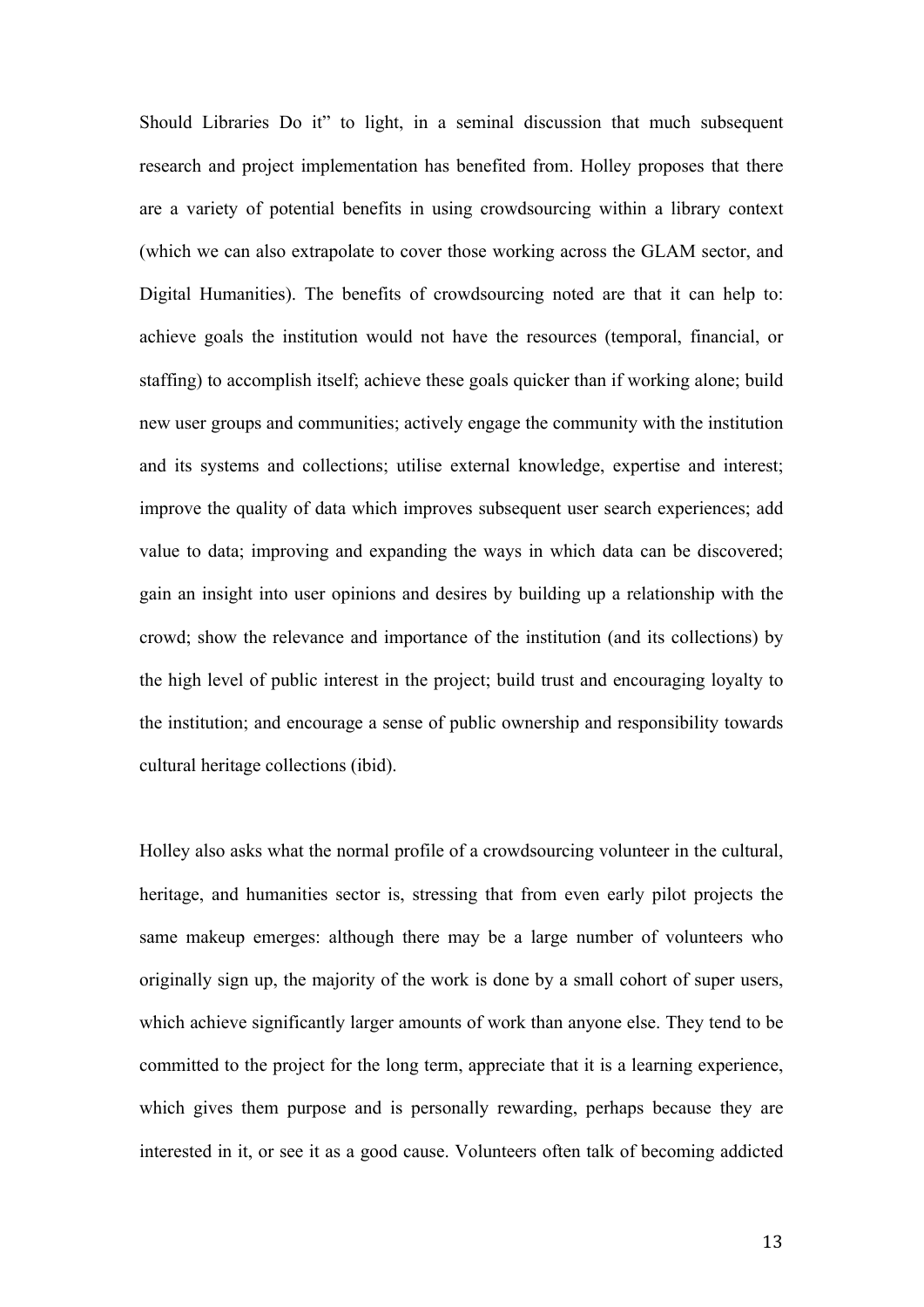Should Libraries Do it" to light, in a seminal discussion that much subsequent research and project implementation has benefited from. Holley proposes that there are a variety of potential benefits in using crowdsourcing within a library context (which we can also extrapolate to cover those working across the GLAM sector, and Digital Humanities). The benefits of crowdsourcing noted are that it can help to: achieve goals the institution would not have the resources (temporal, financial, or staffing) to accomplish itself; achieve these goals quicker than if working alone; build new user groups and communities; actively engage the community with the institution and its systems and collections; utilise external knowledge, expertise and interest; improve the quality of data which improves subsequent user search experiences; add value to data; improving and expanding the ways in which data can be discovered; gain an insight into user opinions and desires by building up a relationship with the crowd; show the relevance and importance of the institution (and its collections) by the high level of public interest in the project; build trust and encouraging loyalty to the institution; and encourage a sense of public ownership and responsibility towards cultural heritage collections (ibid).

Holley also asks what the normal profile of a crowdsourcing volunteer in the cultural, heritage, and humanities sector is, stressing that from even early pilot projects the same makeup emerges: although there may be a large number of volunteers who originally sign up, the majority of the work is done by a small cohort of super users, which achieve significantly larger amounts of work than anyone else. They tend to be committed to the project for the long term, appreciate that it is a learning experience, which gives them purpose and is personally rewarding, perhaps because they are interested in it, or see it as a good cause. Volunteers often talk of becoming addicted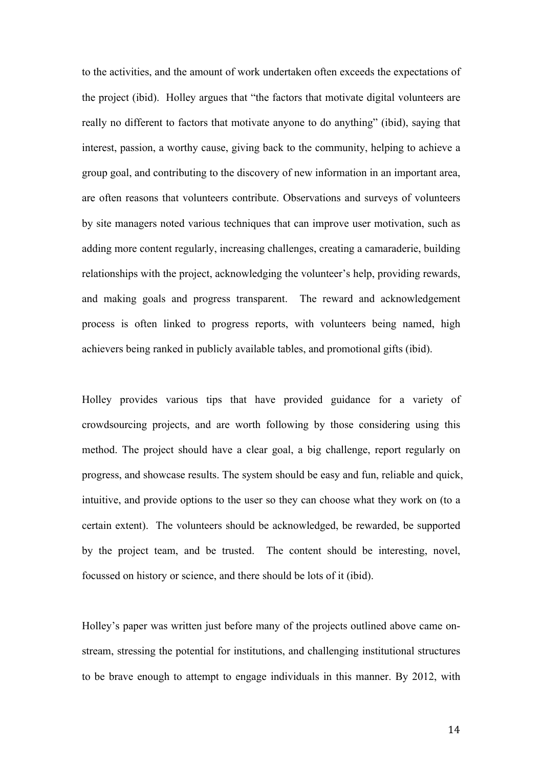to the activities, and the amount of work undertaken often exceeds the expectations of the project (ibid). Holley argues that "the factors that motivate digital volunteers are really no different to factors that motivate anyone to do anything" (ibid), saying that interest, passion, a worthy cause, giving back to the community, helping to achieve a group goal, and contributing to the discovery of new information in an important area, are often reasons that volunteers contribute. Observations and surveys of volunteers by site managers noted various techniques that can improve user motivation, such as adding more content regularly, increasing challenges, creating a camaraderie, building relationships with the project, acknowledging the volunteer's help, providing rewards, and making goals and progress transparent. The reward and acknowledgement process is often linked to progress reports, with volunteers being named, high achievers being ranked in publicly available tables, and promotional gifts (ibid).

Holley provides various tips that have provided guidance for a variety of crowdsourcing projects, and are worth following by those considering using this method. The project should have a clear goal, a big challenge, report regularly on progress, and showcase results. The system should be easy and fun, reliable and quick, intuitive, and provide options to the user so they can choose what they work on (to a certain extent). The volunteers should be acknowledged, be rewarded, be supported by the project team, and be trusted. The content should be interesting, novel, focussed on history or science, and there should be lots of it (ibid).

Holley's paper was written just before many of the projects outlined above came on-stream, stressing the potential for institutions, and challenging institutional structures to be brave enough to attempt to engage individuals in this manner. By 2012, with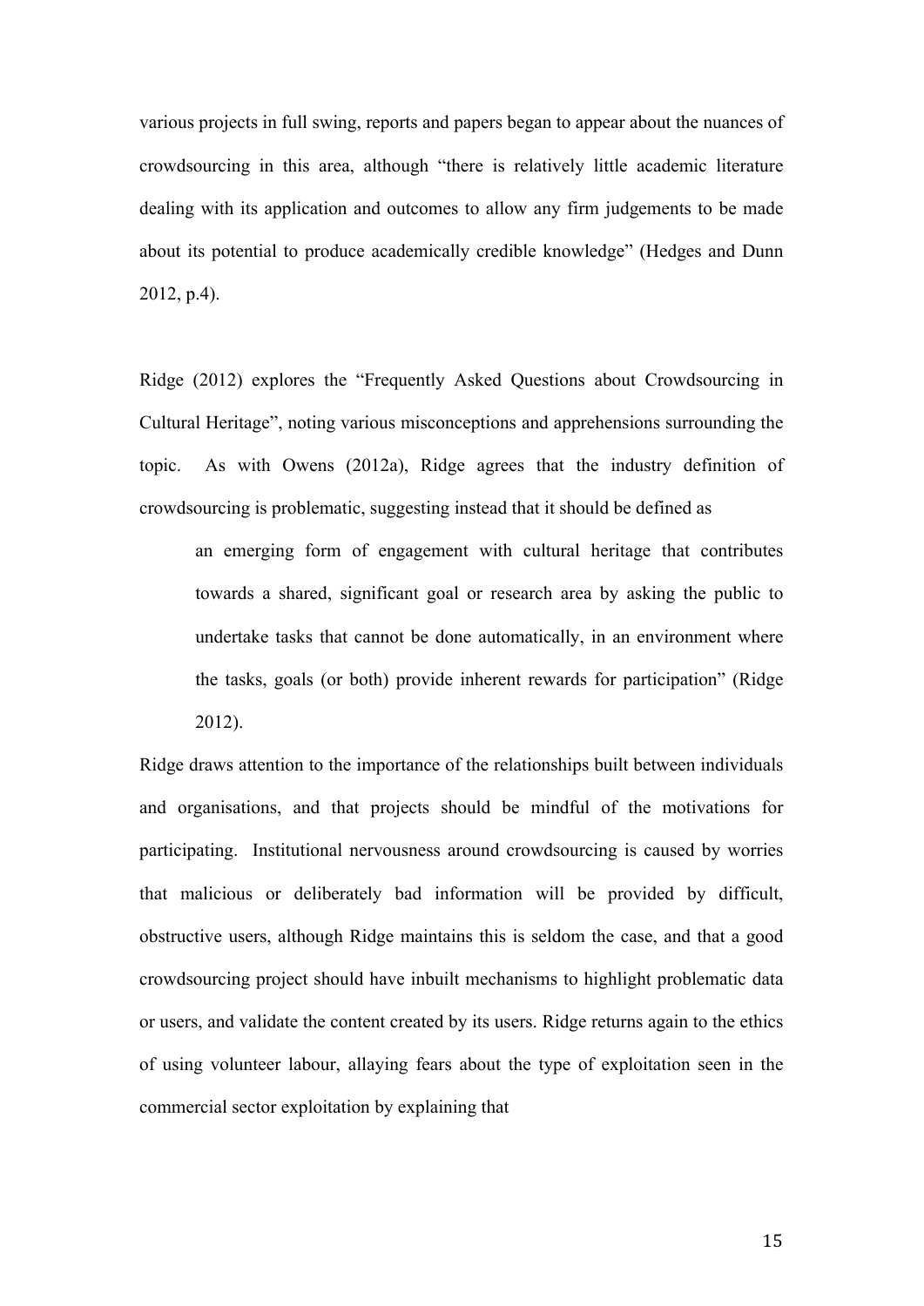various projects in full swing, reports and papers began to appear about the nuances of crowdsourcing in this area, although "there is relatively little academic literature dealing with its application and outcomes to allow any firm judgements to be made about its potential to produce academically credible knowledge" (Hedges and Dunn 2012, p.4).

Ridge (2012) explores the "Frequently Asked Questions about Crowdsourcing in Cultural Heritage", noting various misconceptions and apprehensions surrounding the topic. As with Owens (2012a), Ridge agrees that the industry definition of crowdsourcing is problematic, suggesting instead that it should be defined as

> an emerging form of engagement with cultural heritage that contributes towards a shared, significant goal or research area by asking the public to undertake tasks that cannot be done automatically, in an environment where the tasks, goals (or both) provide inherent rewards for participation" (Ridge 2012).

Ridge draws attention to the importance of the relationships built between individuals and organisations, and that projects should be mindful of the motivations for participating. Institutional nervousness around crowdsourcing is caused by worries that malicious or deliberately bad information will be provided by difficult, obstructive users, although Ridge maintains this is seldom the case, and that a good crowdsourcing project should have inbuilt mechanisms to highlight problematic data or users, and validate the content created by its users. Ridge returns again to the ethics of using volunteer labour, allaying fears about the type of exploitation seen in the commercial sector exploitation by explaining that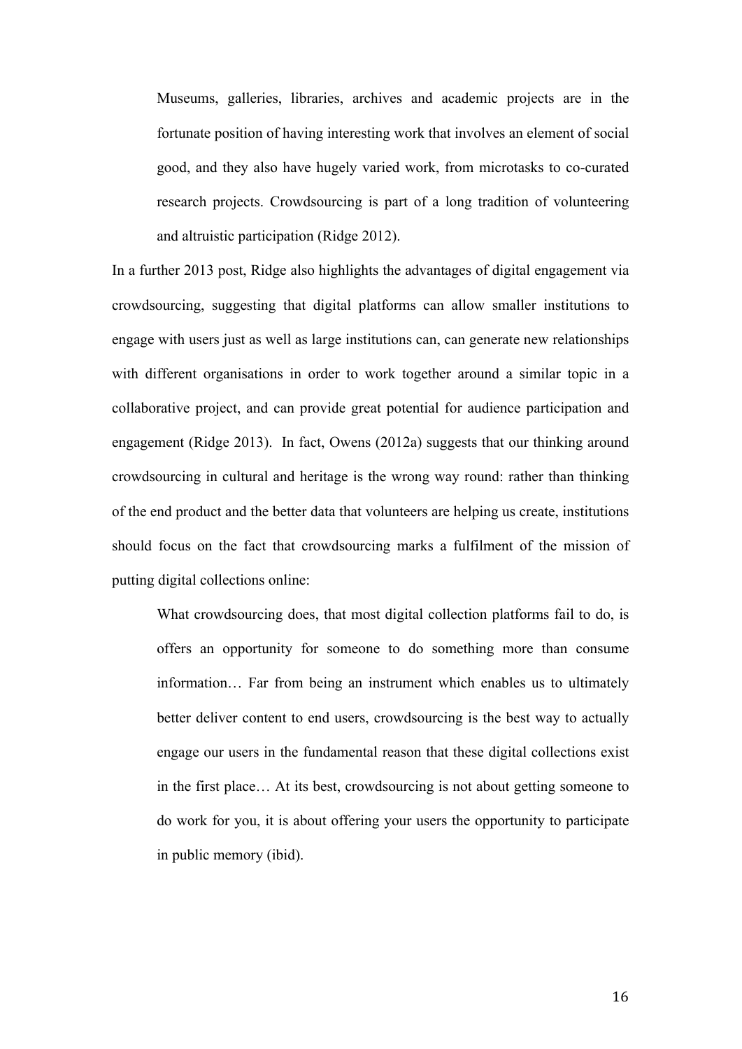> Museums, galleries, libraries, archives and academic projects are in the fortunate position of having interesting work that involves an element of social good, and they also have hugely varied work, from microtasks to co-curated research projects. Crowdsourcing is part of a long tradition of volunteering and altruistic participation (Ridge 2012).

In a further 2013 post, Ridge also highlights the advantages of digital engagement via crowdsourcing, suggesting that digital platforms can allow smaller institutions to engage with users just as well as large institutions can, can generate new relationships with different organisations in order to work together around a similar topic in a collaborative project, and can provide great potential for audience participation and engagement (Ridge 2013). In fact, Owens (2012a) suggests that our thinking around crowdsourcing in cultural and heritage is the wrong way round: rather than thinking of the end product and the better data that volunteers are helping us create, institutions should focus on the fact that crowdsourcing marks a fulfilment of the mission of putting digital collections online:

> What crowdsourcing does, that most digital collection platforms fail to do, is offers an opportunity for someone to do something more than consume information… Far from being an instrument which enables us to ultimately better deliver content to end users, crowdsourcing is the best way to actually engage our users in the fundamental reason that these digital collections exist in the first place… At its best, crowdsourcing is not about getting someone to do work for you, it is about offering your users the opportunity to participate in public memory (ibid).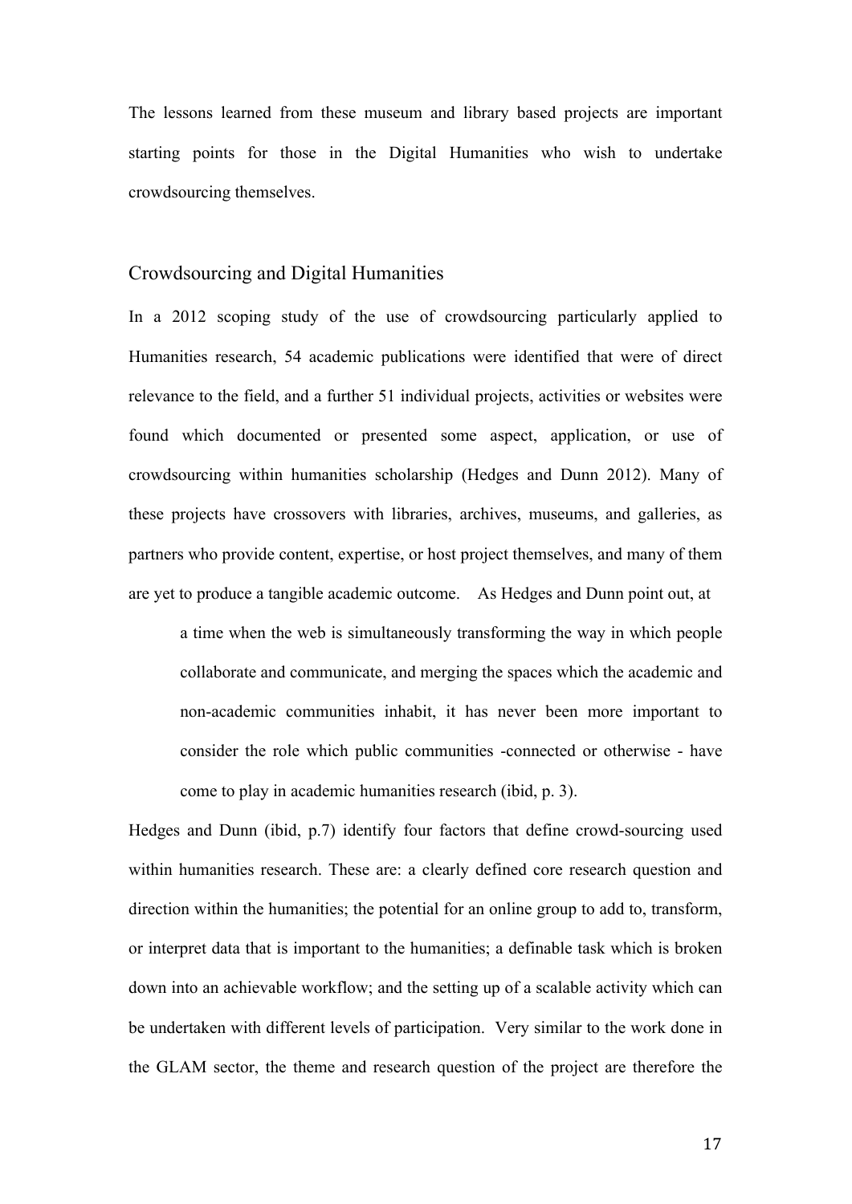The lessons learned from these museum and library based projects are important starting points for those in the Digital Humanities who wish to undertake crowdsourcing themselves.

## Crowdsourcing and Digital Humanities

In a 2012 scoping study of the use of crowdsourcing particularly applied to Humanities research, 54 academic publications were identified that were of direct relevance to the field, and a further 51 individual projects, activities or websites were found which documented or presented some aspect, application, or use of crowdsourcing within humanities scholarship (Hedges and Dunn 2012). Many of these projects have crossovers with libraries, archives, museums, and galleries, as partners who provide content, expertise, or host project themselves, and many of them are yet to produce a tangible academic outcome. As Hedges and Dunn point out, at

> a time when the web is simultaneously transforming the way in which people collaborate and communicate, and merging the spaces which the academic and non-academic communities inhabit, it has never been more important to consider the role which public communities -connected or otherwise - have come to play in academic humanities research (ibid, p. 3).

Hedges and Dunn (ibid, p.7) identify four factors that define crowd-sourcing used within humanities research. These are: a clearly defined core research question and direction within the humanities; the potential for an online group to add to, transform, or interpret data that is important to the humanities; a definable task which is broken down into an achievable workflow; and the setting up of a scalable activity which can be undertaken with different levels of participation. Very similar to the work done in the GLAM sector, the theme and research question of the project are therefore the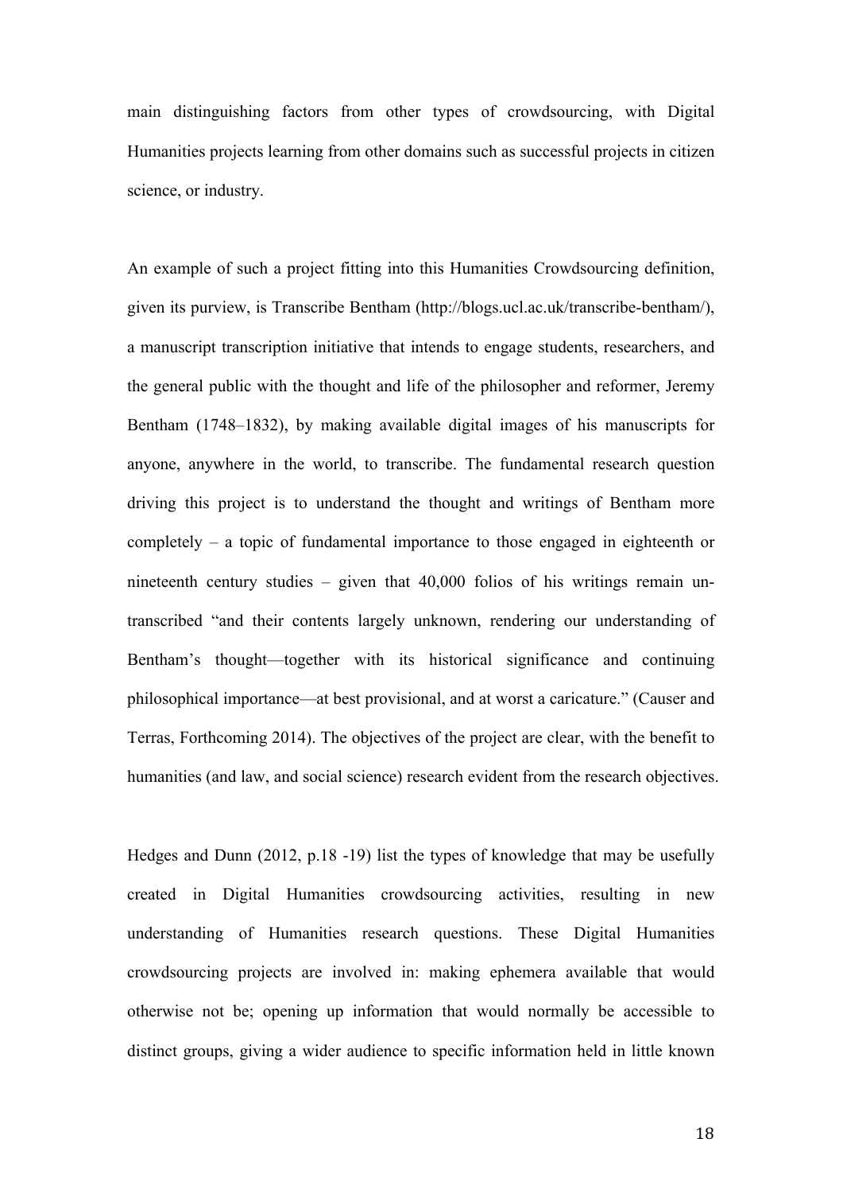main distinguishing factors from other types of crowdsourcing, with Digital Humanities projects learning from other domains such as successful projects in citizen science, or industry.

An example of such a project fitting into this Humanities Crowdsourcing definition, given its purview, is Transcribe Bentham (http://blogs.ucl.ac.uk/transcribe-bentham/), a manuscript transcription initiative that intends to engage students, researchers, and the general public with the thought and life of the philosopher and reformer, Jeremy Bentham (1748–1832), by making available digital images of his manuscripts for anyone, anywhere in the world, to transcribe. The fundamental research question driving this project is to understand the thought and writings of Bentham more completely – a topic of fundamental importance to those engaged in eighteenth or nineteenth century studies – given that 40,000 folios of his writings remain un-transcribed "and their contents largely unknown, rendering our understanding of Bentham's thought—together with its historical significance and continuing philosophical importance—at best provisional, and at worst a caricature." (Causer and Terras, Forthcoming 2014). The objectives of the project are clear, with the benefit to humanities (and law, and social science) research evident from the research objectives.

Hedges and Dunn (2012, p.18 -19) list the types of knowledge that may be usefully created in Digital Humanities crowdsourcing activities, resulting in new understanding of Humanities research questions. These Digital Humanities crowdsourcing projects are involved in: making ephemera available that would otherwise not be; opening up information that would normally be accessible to distinct groups, giving a wider audience to specific information held in little known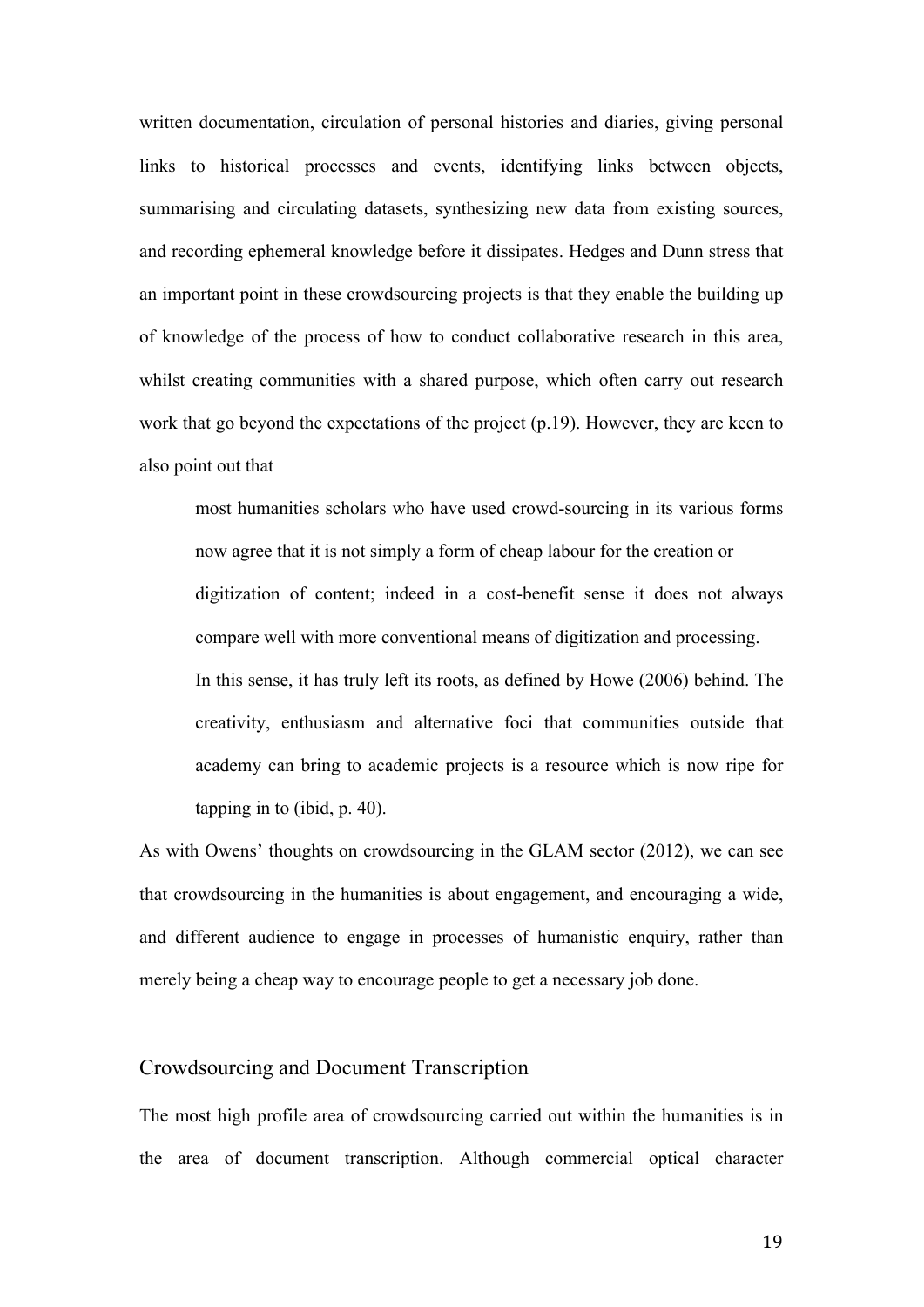written documentation, circulation of personal histories and diaries, giving personal links to historical processes and events, identifying links between objects, summarising and circulating datasets, synthesizing new data from existing sources, and recording ephemeral knowledge before it dissipates. Hedges and Dunn stress that an important point in these crowdsourcing projects is that they enable the building up of knowledge of the process of how to conduct collaborative research in this area, whilst creating communities with a shared purpose, which often carry out research work that go beyond the expectations of the project (p.19). However, they are keen to also point out that

> most humanities scholars who have used crowd-sourcing in its various forms now agree that it is not simply a form of cheap labour for the creation or digitization of content; indeed in a cost-benefit sense it does not always compare well with more conventional means of digitization and processing.
> In this sense, it has truly left its roots, as defined by Howe (2006) behind. The creativity, enthusiasm and alternative foci that communities outside that academy can bring to academic projects is a resource which is now ripe for tapping in to (ibid, p. 40).

As with Owens' thoughts on crowdsourcing in the GLAM sector (2012), we can see that crowdsourcing in the humanities is about engagement, and encouraging a wide, and different audience to engage in processes of humanistic enquiry, rather than merely being a cheap way to encourage people to get a necessary job done.

## Crowdsourcing and Document Transcription

The most high profile area of crowdsourcing carried out within the humanities is in the area of document transcription. Although commercial optical character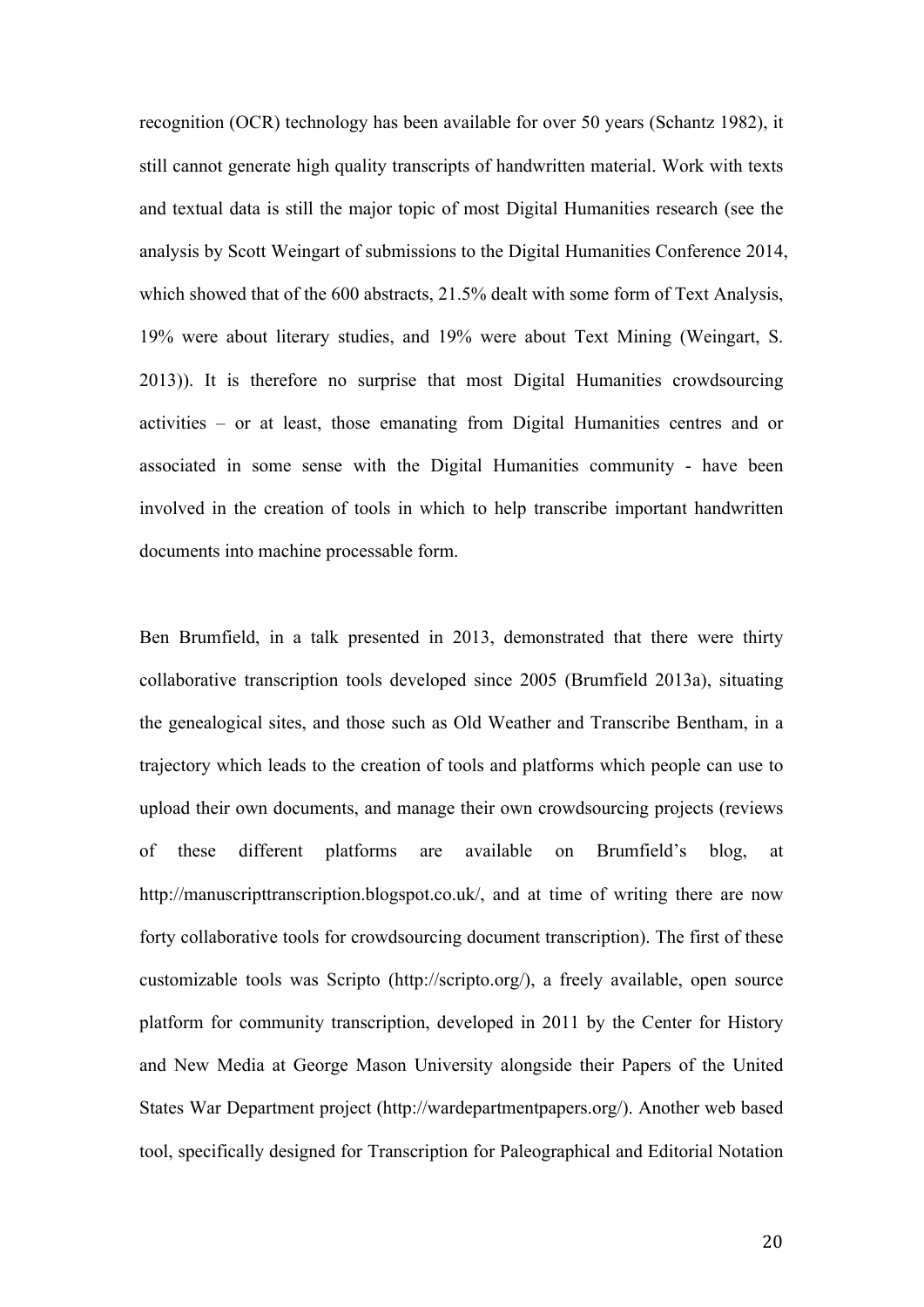recognition (OCR) technology has been available for over 50 years (Schantz 1982), it still cannot generate high quality transcripts of handwritten material. Work with texts and textual data is still the major topic of most Digital Humanities research (see the analysis by Scott Weingart of submissions to the Digital Humanities Conference 2014, which showed that of the 600 abstracts, 21.5% dealt with some form of Text Analysis, 19% were about literary studies, and 19% were about Text Mining (Weingart, S. 2013)). It is therefore no surprise that most Digital Humanities crowdsourcing activities – or at least, those emanating from Digital Humanities centres and or associated in some sense with the Digital Humanities community - have been involved in the creation of tools in which to help transcribe important handwritten documents into machine processable form.

Ben Brumfield, in a talk presented in 2013, demonstrated that there were thirty collaborative transcription tools developed since 2005 (Brumfield 2013a), situating the genealogical sites, and those such as Old Weather and Transcribe Bentham, in a trajectory which leads to the creation of tools and platforms which people can use to upload their own documents, and manage their own crowdsourcing projects (reviews of these different platforms are available on Brumfield's blog, at http://manuscripttranscription.blogspot.co.uk/, and at time of writing there are now forty collaborative tools for crowdsourcing document transcription). The first of these customizable tools was Scripto (http://scripto.org/), a freely available, open source platform for community transcription, developed in 2011 by the Center for History and New Media at George Mason University alongside their Papers of the United States War Department project (http://wardepartmentpapers.org/). Another web based tool, specifically designed for Transcription for Paleographical and Editorial Notation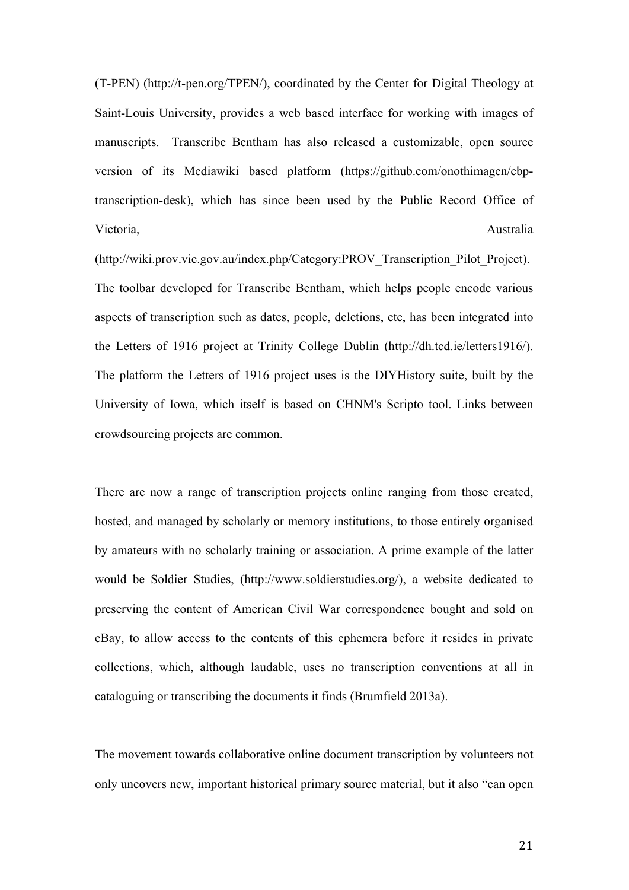(T-PEN) (http://t-pen.org/TPEN/), coordinated by the Center for Digital Theology at Saint-Louis University, provides a web based interface for working with images of manuscripts. Transcribe Bentham has also released a customizable, open source version of its Mediawiki based platform (https://github.com/onothimagen/cbp-transcription-desk), which has since been used by the Public Record Office of Victoria, Australia (http://wiki.prov.vic.gov.au/index.php/Category:PROV_Transcription_Pilot_Project). The toolbar developed for Transcribe Bentham, which helps people encode various aspects of transcription such as dates, people, deletions, etc, has been integrated into the Letters of 1916 project at Trinity College Dublin (http://dh.tcd.ie/letters1916/). The platform the Letters of 1916 project uses is the DIYHistory suite, built by the University of Iowa, which itself is based on CHNM's Scripto tool. Links between crowdsourcing projects are common.

There are now a range of transcription projects online ranging from those created, hosted, and managed by scholarly or memory institutions, to those entirely organised by amateurs with no scholarly training or association. A prime example of the latter would be Soldier Studies, (http://www.soldierstudies.org/), a website dedicated to preserving the content of American Civil War correspondence bought and sold on eBay, to allow access to the contents of this ephemera before it resides in private collections, which, although laudable, uses no transcription conventions at all in cataloguing or transcribing the documents it finds (Brumfield 2013a).

The movement towards collaborative online document transcription by volunteers not only uncovers new, important historical primary source material, but it also "can open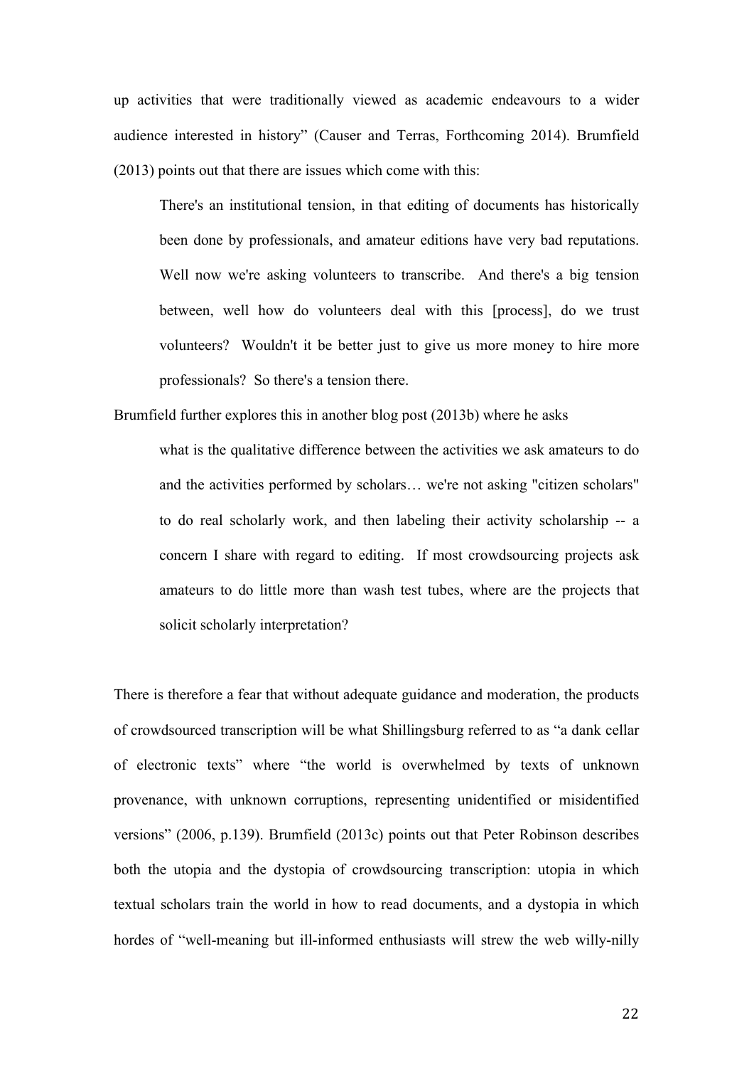up activities that were traditionally viewed as academic endeavours to a wider audience interested in history" (Causer and Terras, Forthcoming 2014). Brumfield (2013) points out that there are issues which come with this:

> There's an institutional tension, in that editing of documents has historically been done by professionals, and amateur editions have very bad reputations. Well now we're asking volunteers to transcribe. And there's a big tension between, well how do volunteers deal with this [process], do we trust volunteers? Wouldn't it be better just to give us more money to hire more professionals? So there's a tension there.

Brumfield further explores this in another blog post (2013b) where he asks

> what is the qualitative difference between the activities we ask amateurs to do and the activities performed by scholars… we're not asking "citizen scholars" to do real scholarly work, and then labeling their activity scholarship -- a concern I share with regard to editing. If most crowdsourcing projects ask amateurs to do little more than wash test tubes, where are the projects that solicit scholarly interpretation?

There is therefore a fear that without adequate guidance and moderation, the products of crowdsourced transcription will be what Shillingsburg referred to as "a dank cellar of electronic texts" where "the world is overwhelmed by texts of unknown provenance, with unknown corruptions, representing unidentified or misidentified versions" (2006, p.139). Brumfield (2013c) points out that Peter Robinson describes both the utopia and the dystopia of crowdsourcing transcription: utopia in which textual scholars train the world in how to read documents, and a dystopia in which hordes of "well-meaning but ill-informed enthusiasts will strew the web willy-nilly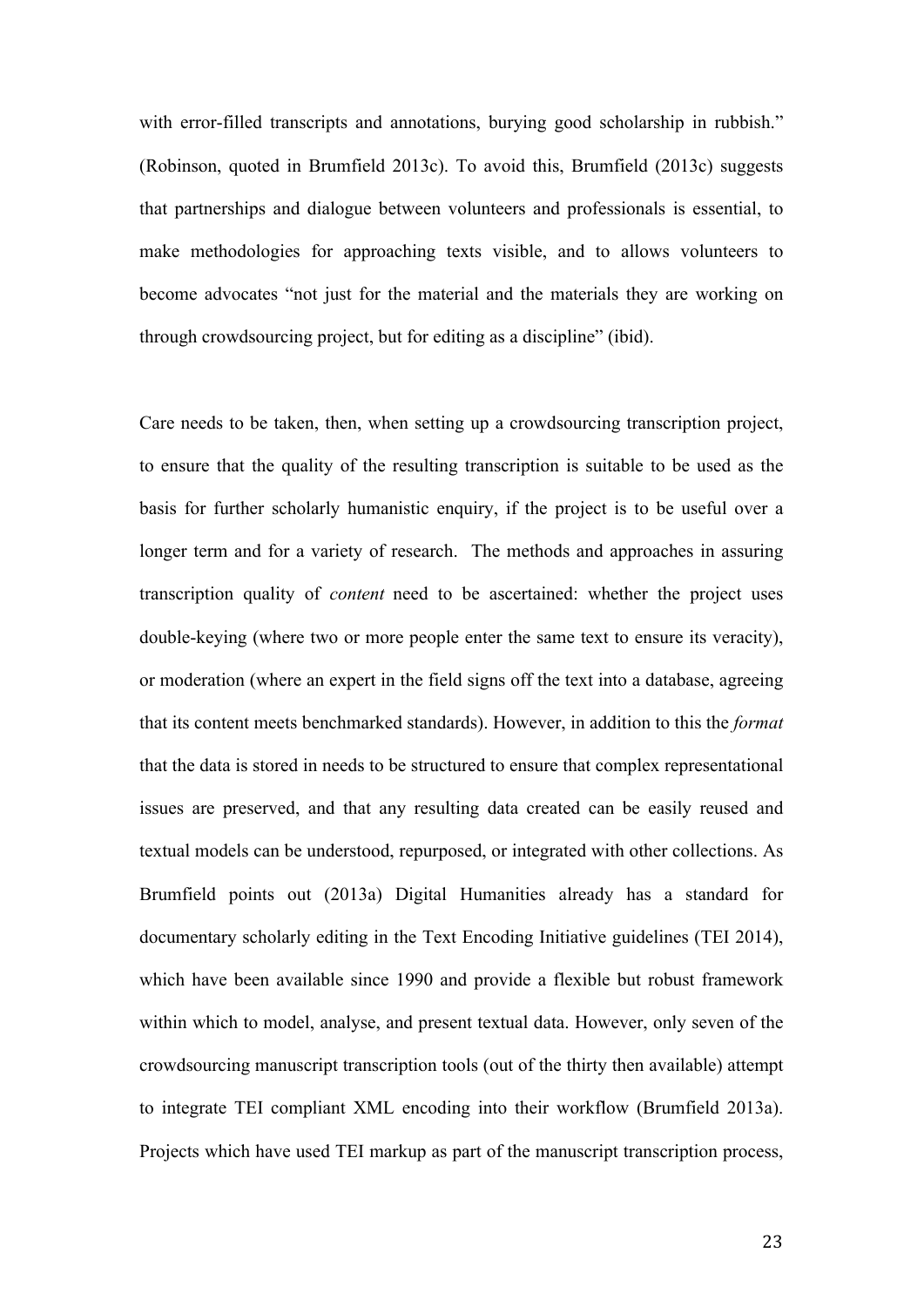with error-filled transcripts and annotations, burying good scholarship in rubbish." (Robinson, quoted in Brumfield 2013c). To avoid this, Brumfield (2013c) suggests that partnerships and dialogue between volunteers and professionals is essential, to make methodologies for approaching texts visible, and to allows volunteers to become advocates "not just for the material and the materials they are working on through crowdsourcing project, but for editing as a discipline" (ibid).

Care needs to be taken, then, when setting up a crowdsourcing transcription project, to ensure that the quality of the resulting transcription is suitable to be used as the basis for further scholarly humanistic enquiry, if the project is to be useful over a longer term and for a variety of research. The methods and approaches in assuring transcription quality of *content* need to be ascertained: whether the project uses double-keying (where two or more people enter the same text to ensure its veracity), or moderation (where an expert in the field signs off the text into a database, agreeing that its content meets benchmarked standards). However, in addition to this the *format* that the data is stored in needs to be structured to ensure that complex representational issues are preserved, and that any resulting data created can be easily reused and textual models can be understood, repurposed, or integrated with other collections. As Brumfield points out (2013a) Digital Humanities already has a standard for documentary scholarly editing in the Text Encoding Initiative guidelines (TEI 2014), which have been available since 1990 and provide a flexible but robust framework within which to model, analyse, and present textual data. However, only seven of the crowdsourcing manuscript transcription tools (out of the thirty then available) attempt to integrate TEI compliant XML encoding into their workflow (Brumfield 2013a). Projects which have used TEI markup as part of the manuscript transcription process,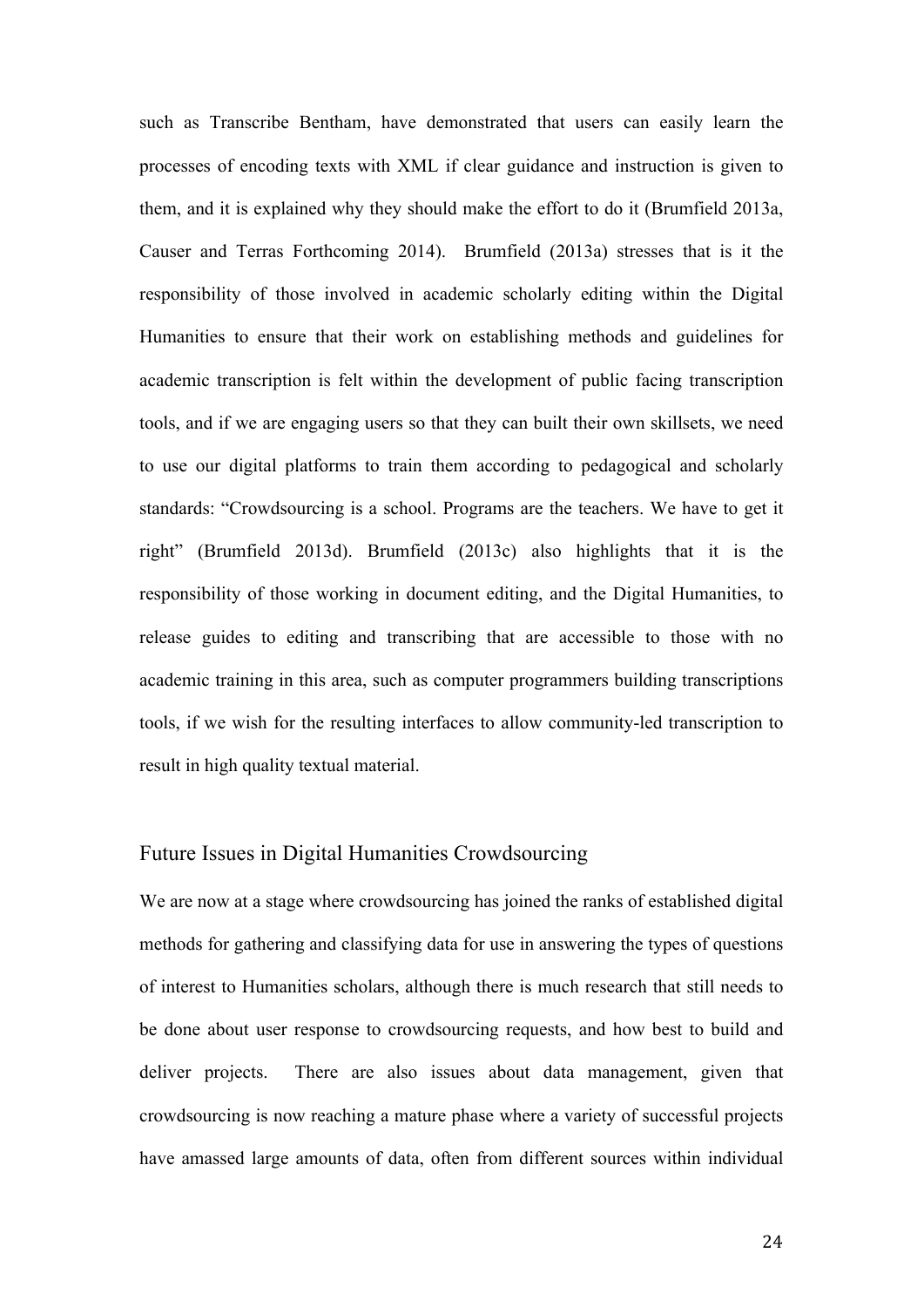such as Transcribe Bentham, have demonstrated that users can easily learn the processes of encoding texts with XML if clear guidance and instruction is given to them, and it is explained why they should make the effort to do it (Brumfield 2013a, Causer and Terras Forthcoming 2014). Brumfield (2013a) stresses that is it the responsibility of those involved in academic scholarly editing within the Digital Humanities to ensure that their work on establishing methods and guidelines for academic transcription is felt within the development of public facing transcription tools, and if we are engaging users so that they can built their own skillsets, we need to use our digital platforms to train them according to pedagogical and scholarly standards: "Crowdsourcing is a school. Programs are the teachers. We have to get it right" (Brumfield 2013d). Brumfield (2013c) also highlights that it is the responsibility of those working in document editing, and the Digital Humanities, to release guides to editing and transcribing that are accessible to those with no academic training in this area, such as computer programmers building transcriptions tools, if we wish for the resulting interfaces to allow community-led transcription to result in high quality textual material.

## Future Issues in Digital Humanities Crowdsourcing

We are now at a stage where crowdsourcing has joined the ranks of established digital methods for gathering and classifying data for use in answering the types of questions of interest to Humanities scholars, although there is much research that still needs to be done about user response to crowdsourcing requests, and how best to build and deliver projects. There are also issues about data management, given that crowdsourcing is now reaching a mature phase where a variety of successful projects have amassed large amounts of data, often from different sources within individual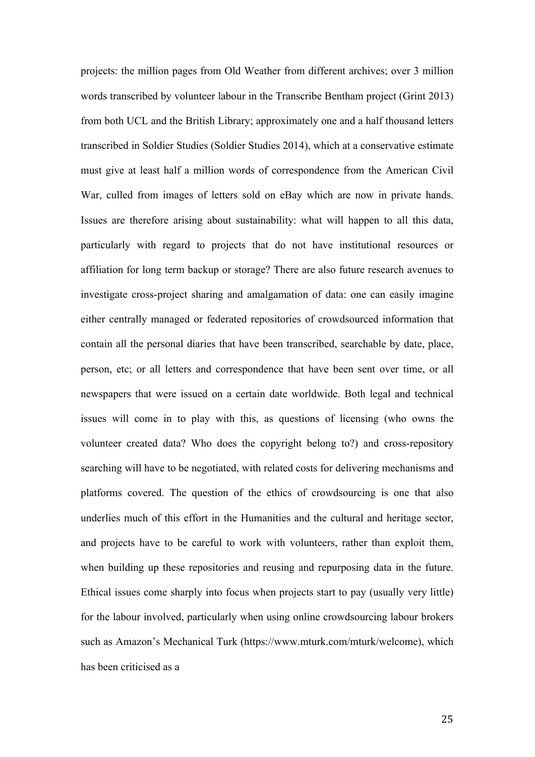projects: the million pages from Old Weather from different archives; over 3 million words transcribed by volunteer labour in the Transcribe Bentham project (Grint 2013) from both UCL and the British Library; approximately one and a half thousand letters transcribed in Soldier Studies (Soldier Studies 2014), which at a conservative estimate must give at least half a million words of correspondence from the American Civil War, culled from images of letters sold on eBay which are now in private hands. Issues are therefore arising about sustainability: what will happen to all this data, particularly with regard to projects that do not have institutional resources or affiliation for long term backup or storage? There are also future research avenues to investigate cross-project sharing and amalgamation of data: one can easily imagine either centrally managed or federated repositories of crowdsourced information that contain all the personal diaries that have been transcribed, searchable by date, place, person, etc; or all letters and correspondence that have been sent over time, or all newspapers that were issued on a certain date worldwide. Both legal and technical issues will come in to play with this, as questions of licensing (who owns the volunteer created data? Who does the copyright belong to?) and cross-repository searching will have to be negotiated, with related costs for delivering mechanisms and platforms covered. The question of the ethics of crowdsourcing is one that also underlies much of this effort in the Humanities and the cultural and heritage sector, and projects have to be careful to work with volunteers, rather than exploit them, when building up these repositories and reusing and repurposing data in the future. Ethical issues come sharply into focus when projects start to pay (usually very little) for the labour involved, particularly when using online crowdsourcing labour brokers such as Amazon's Mechanical Turk (https://www.mturk.com/mturk/welcome), which has been criticised as a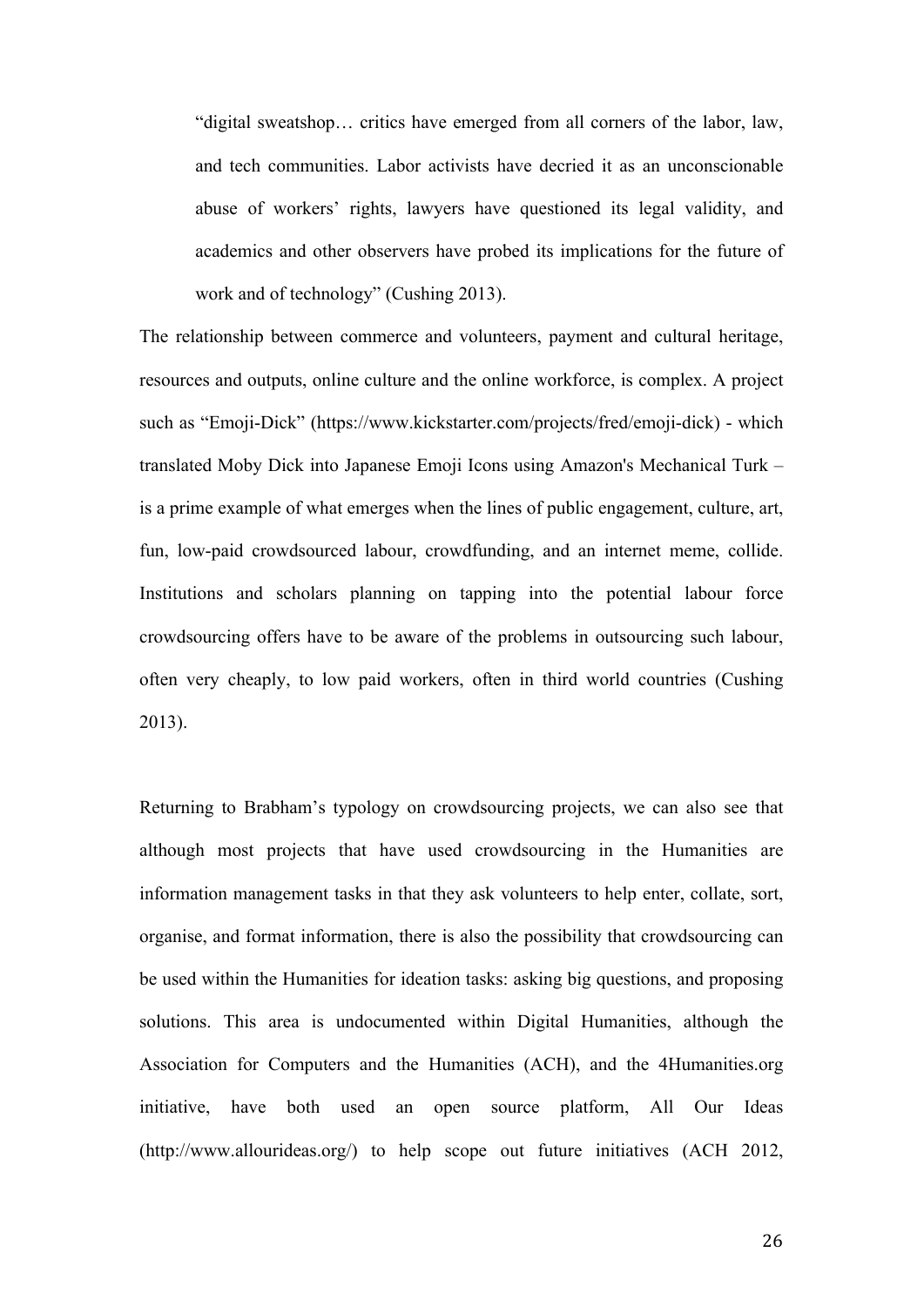> “digital sweatshop… critics have emerged from all corners of the labor, law, and tech communities. Labor activists have decried it as an unconscionable abuse of workers’ rights, lawyers have questioned its legal validity, and academics and other observers have probed its implications for the future of work and of technology” (Cushing 2013).

The relationship between commerce and volunteers, payment and cultural heritage, resources and outputs, online culture and the online workforce, is complex. A project such as “Emoji-Dick” (https://www.kickstarter.com/projects/fred/emoji-dick) - which translated Moby Dick into Japanese Emoji Icons using Amazon's Mechanical Turk – is a prime example of what emerges when the lines of public engagement, culture, art, fun, low-paid crowdsourced labour, crowdfunding, and an internet meme, collide. Institutions and scholars planning on tapping into the potential labour force crowdsourcing offers have to be aware of the problems in outsourcing such labour, often very cheaply, to low paid workers, often in third world countries (Cushing 2013).

Returning to Brabham’s typology on crowdsourcing projects, we can also see that although most projects that have used crowdsourcing in the Humanities are information management tasks in that they ask volunteers to help enter, collate, sort, organise, and format information, there is also the possibility that crowdsourcing can be used within the Humanities for ideation tasks: asking big questions, and proposing solutions. This area is undocumented within Digital Humanities, although the Association for Computers and the Humanities (ACH), and the 4Humanities.org initiative, have both used an open source platform, All Our Ideas (http://www.allourideas.org/) to help scope out future initiatives (ACH 2012,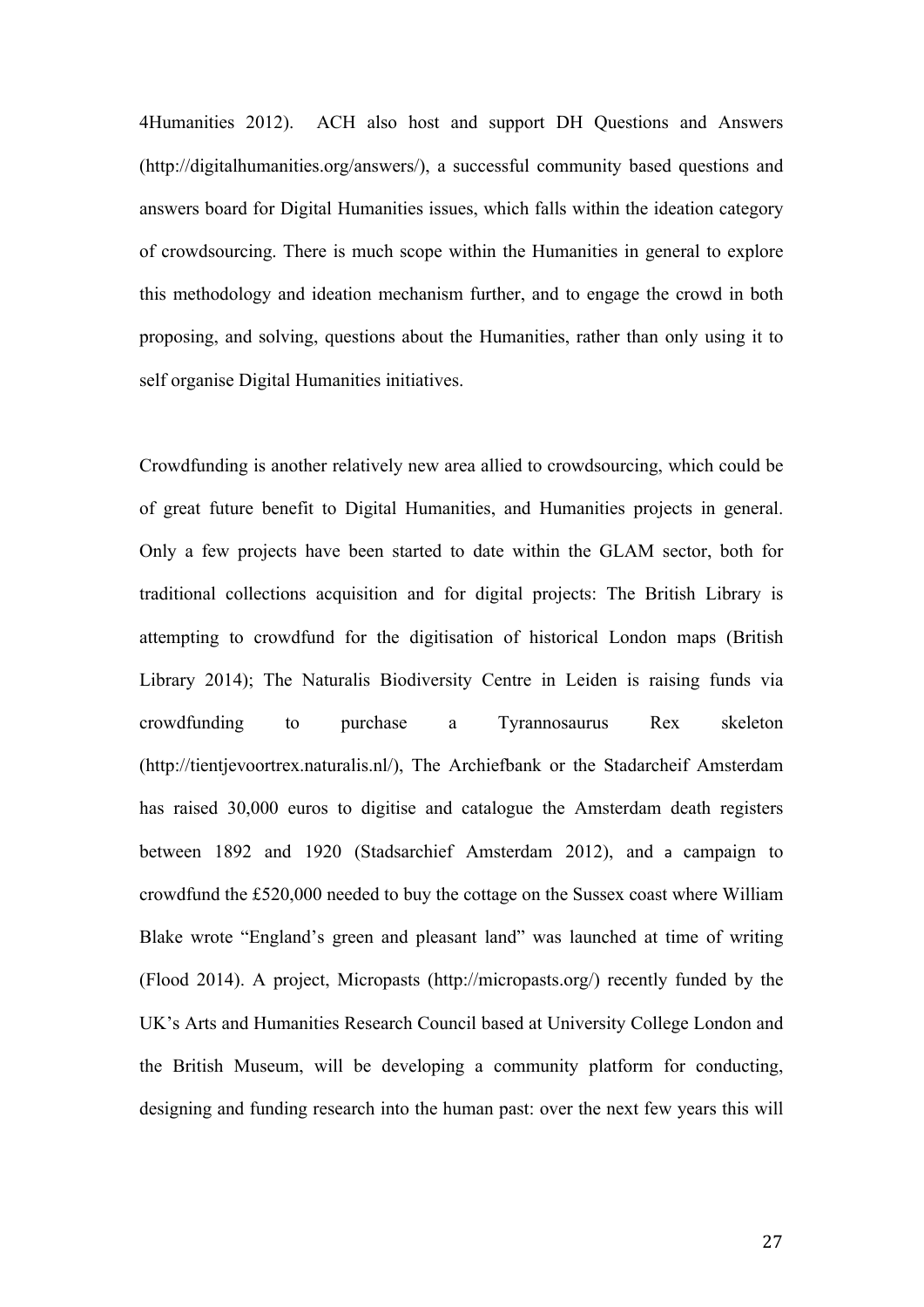4Humanities 2012). ACH also host and support DH Questions and Answers (http://digitalhumanities.org/answers/), a successful community based questions and answers board for Digital Humanities issues, which falls within the ideation category of crowdsourcing. There is much scope within the Humanities in general to explore this methodology and ideation mechanism further, and to engage the crowd in both proposing, and solving, questions about the Humanities, rather than only using it to self organise Digital Humanities initiatives.

Crowdfunding is another relatively new area allied to crowdsourcing, which could be of great future benefit to Digital Humanities, and Humanities projects in general. Only a few projects have been started to date within the GLAM sector, both for traditional collections acquisition and for digital projects: The British Library is attempting to crowdfund for the digitisation of historical London maps (British Library 2014); The Naturalis Biodiversity Centre in Leiden is raising funds via crowdfunding to purchase a Tyrannosaurus Rex skeleton (http://tientjevoortrex.naturalis.nl/), The Archiefbank or the Stadarcheif Amsterdam has raised 30,000 euros to digitise and catalogue the Amsterdam death registers between 1892 and 1920 (Stadsarchief Amsterdam 2012), and a campaign to crowdfund the £520,000 needed to buy the cottage on the Sussex coast where William Blake wrote "England's green and pleasant land" was launched at time of writing (Flood 2014). A project, Micropasts (http://micropasts.org/) recently funded by the UK's Arts and Humanities Research Council based at University College London and the British Museum, will be developing a community platform for conducting, designing and funding research into the human past: over the next few years this will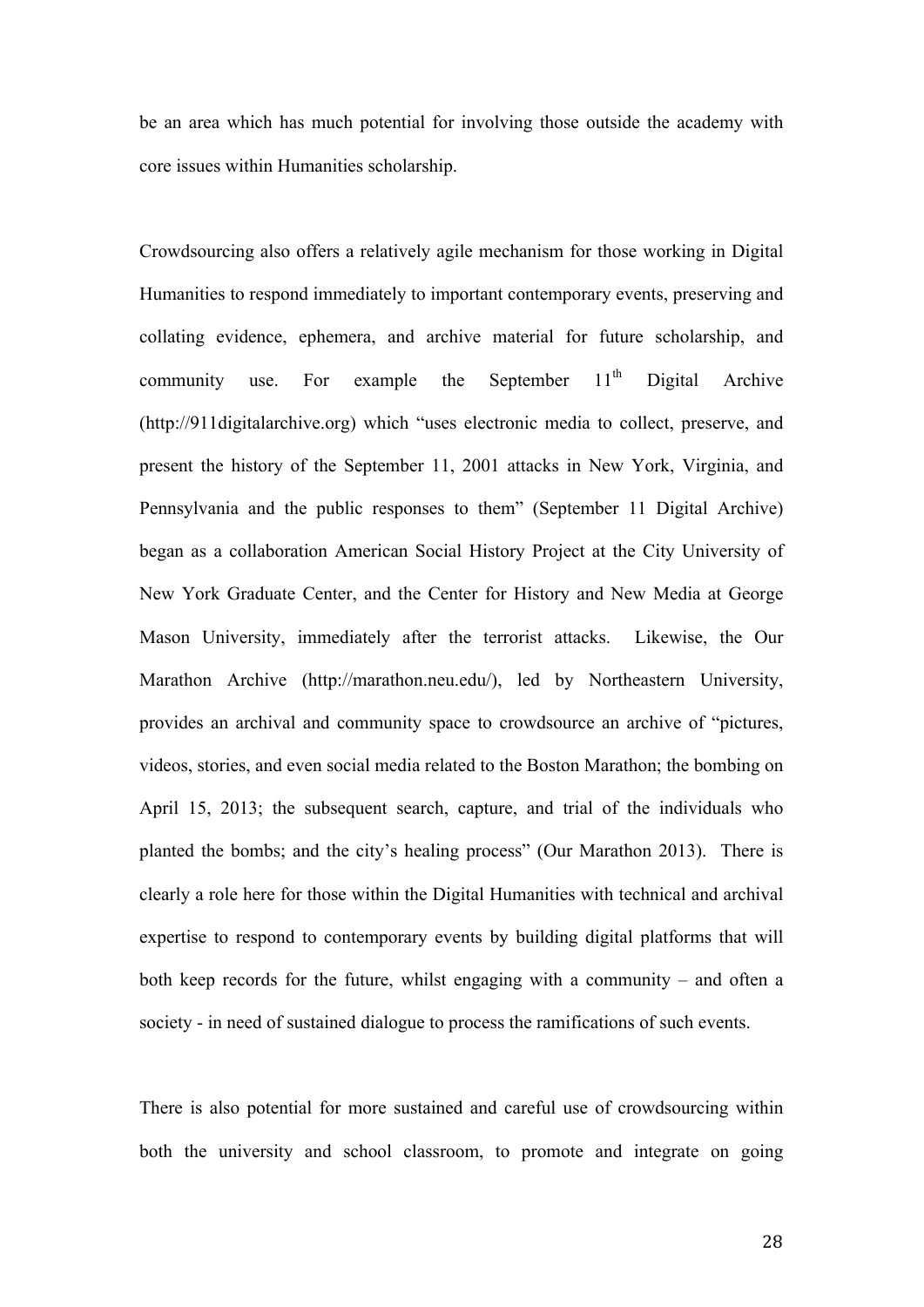be an area which has much potential for involving those outside the academy with core issues within Humanities scholarship.

Crowdsourcing also offers a relatively agile mechanism for those working in Digital Humanities to respond immediately to important contemporary events, preserving and collating evidence, ephemera, and archive material for future scholarship, and community use. For example the September 11th Digital Archive (http://911digitalarchive.org) which "uses electronic media to collect, preserve, and present the history of the September 11, 2001 attacks in New York, Virginia, and Pennsylvania and the public responses to them" (September 11 Digital Archive) began as a collaboration American Social History Project at the City University of New York Graduate Center, and the Center for History and New Media at George Mason University, immediately after the terrorist attacks. Likewise, the Our Marathon Archive (http://marathon.neu.edu/), led by Northeastern University, provides an archival and community space to crowdsource an archive of "pictures, videos, stories, and even social media related to the Boston Marathon; the bombing on April 15, 2013; the subsequent search, capture, and trial of the individuals who planted the bombs; and the city's healing process" (Our Marathon 2013). There is clearly a role here for those within the Digital Humanities with technical and archival expertise to respond to contemporary events by building digital platforms that will both keep records for the future, whilst engaging with a community – and often a society - in need of sustained dialogue to process the ramifications of such events.

There is also potential for more sustained and careful use of crowdsourcing within both the university and school classroom, to promote and integrate on going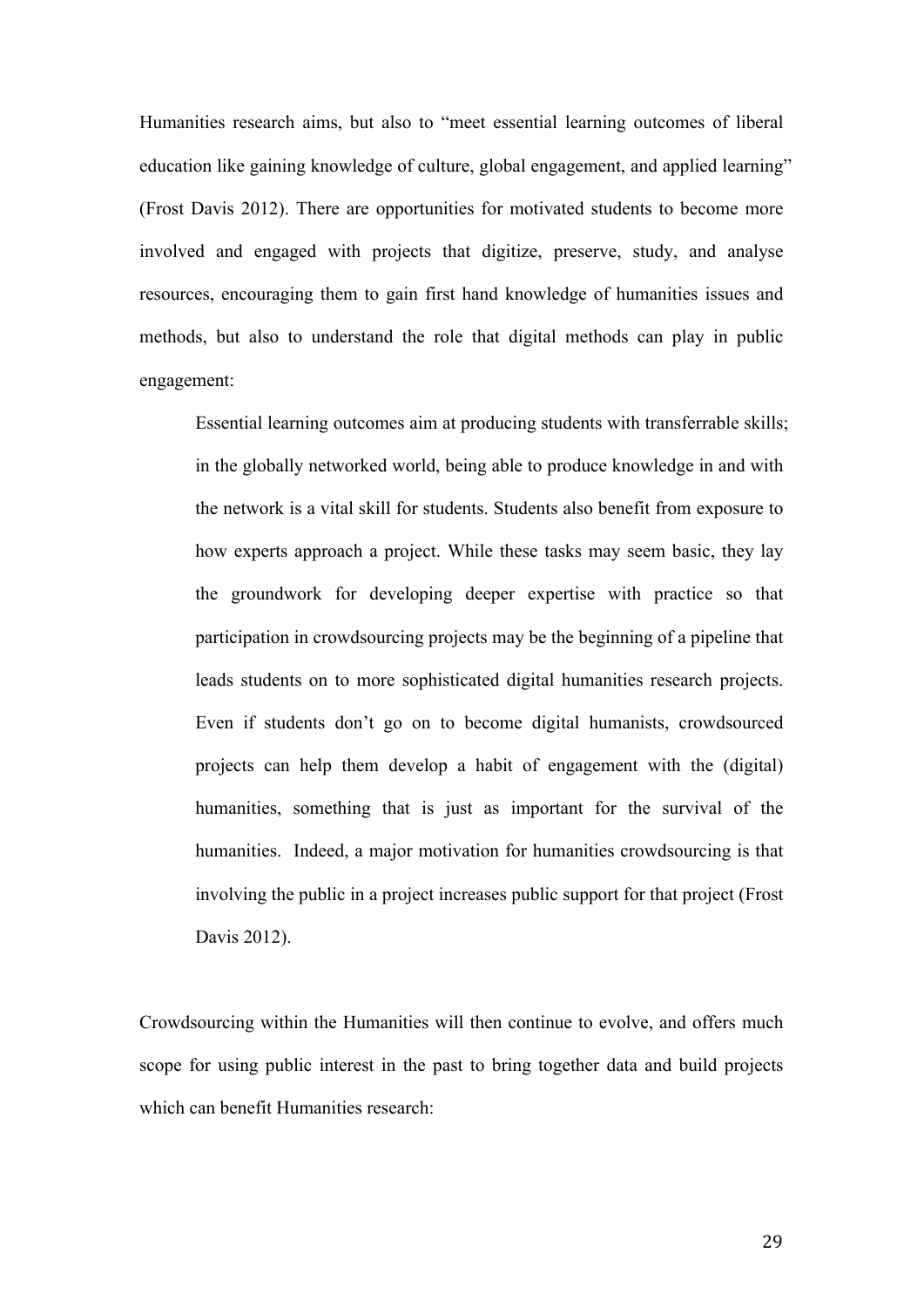Humanities research aims, but also to "meet essential learning outcomes of liberal education like gaining knowledge of culture, global engagement, and applied learning" (Frost Davis 2012). There are opportunities for motivated students to become more involved and engaged with projects that digitize, preserve, study, and analyse resources, encouraging them to gain first hand knowledge of humanities issues and methods, but also to understand the role that digital methods can play in public engagement:

> Essential learning outcomes aim at producing students with transferrable skills; in the globally networked world, being able to produce knowledge in and with the network is a vital skill for students. Students also benefit from exposure to how experts approach a project. While these tasks may seem basic, they lay the groundwork for developing deeper expertise with practice so that participation in crowdsourcing projects may be the beginning of a pipeline that leads students on to more sophisticated digital humanities research projects. Even if students don't go on to become digital humanists, crowdsourced projects can help them develop a habit of engagement with the (digital) humanities, something that is just as important for the survival of the humanities. Indeed, a major motivation for humanities crowdsourcing is that involving the public in a project increases public support for that project (Frost Davis 2012).

Crowdsourcing within the Humanities will then continue to evolve, and offers much scope for using public interest in the past to bring together data and build projects which can benefit Humanities research: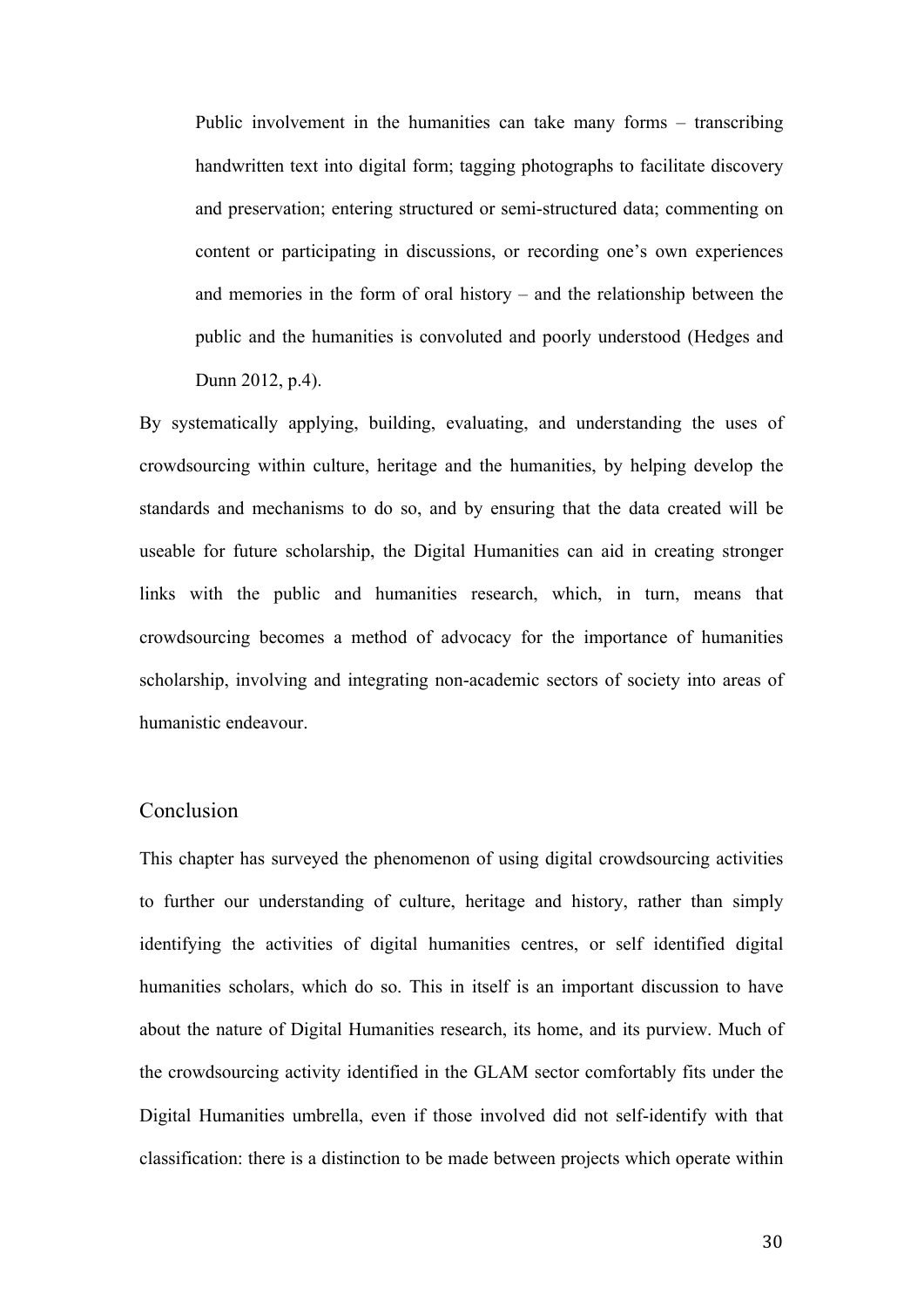> Public involvement in the humanities can take many forms – transcribing handwritten text into digital form; tagging photographs to facilitate discovery and preservation; entering structured or semi-structured data; commenting on content or participating in discussions, or recording one's own experiences and memories in the form of oral history – and the relationship between the public and the humanities is convoluted and poorly understood (Hedges and Dunn 2012, p.4).

By systematically applying, building, evaluating, and understanding the uses of crowdsourcing within culture, heritage and the humanities, by helping develop the standards and mechanisms to do so, and by ensuring that the data created will be useable for future scholarship, the Digital Humanities can aid in creating stronger links with the public and humanities research, which, in turn, means that crowdsourcing becomes a method of advocacy for the importance of humanities scholarship, involving and integrating non-academic sectors of society into areas of humanistic endeavour.

## Conclusion

This chapter has surveyed the phenomenon of using digital crowdsourcing activities to further our understanding of culture, heritage and history, rather than simply identifying the activities of digital humanities centres, or self identified digital humanities scholars, which do so. This in itself is an important discussion to have about the nature of Digital Humanities research, its home, and its purview. Much of the crowdsourcing activity identified in the GLAM sector comfortably fits under the Digital Humanities umbrella, even if those involved did not self-identify with that classification: there is a distinction to be made between projects which operate within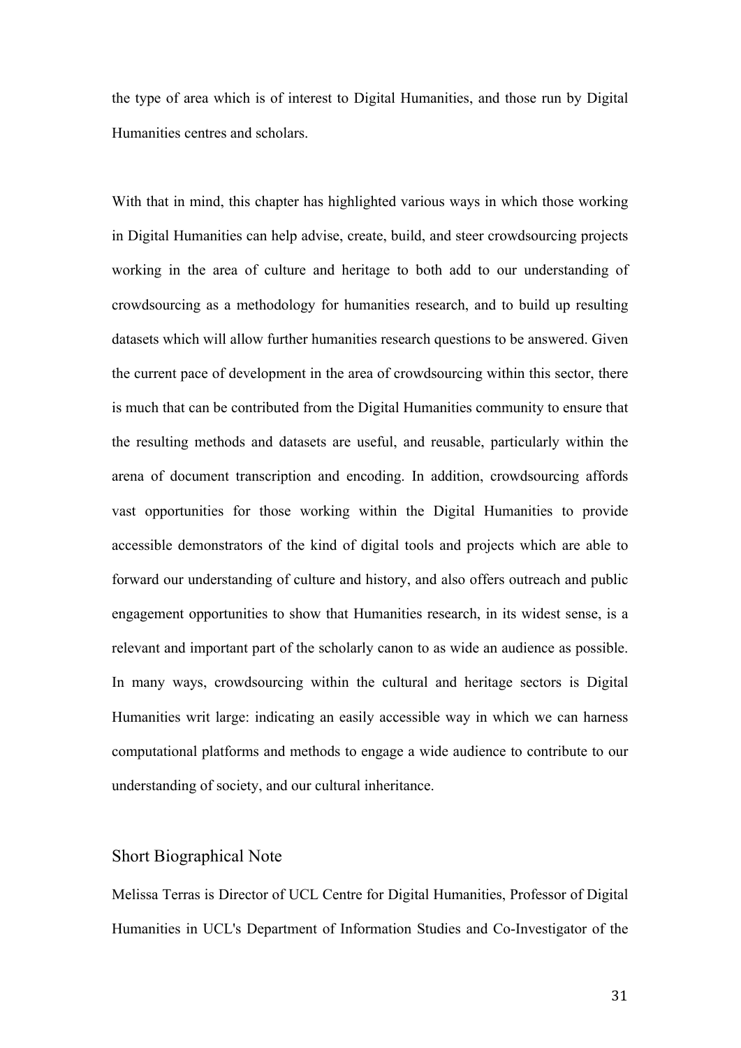the type of area which is of interest to Digital Humanities, and those run by Digital Humanities centres and scholars.

With that in mind, this chapter has highlighted various ways in which those working in Digital Humanities can help advise, create, build, and steer crowdsourcing projects working in the area of culture and heritage to both add to our understanding of crowdsourcing as a methodology for humanities research, and to build up resulting datasets which will allow further humanities research questions to be answered. Given the current pace of development in the area of crowdsourcing within this sector, there is much that can be contributed from the Digital Humanities community to ensure that the resulting methods and datasets are useful, and reusable, particularly within the arena of document transcription and encoding. In addition, crowdsourcing affords vast opportunities for those working within the Digital Humanities to provide accessible demonstrators of the kind of digital tools and projects which are able to forward our understanding of culture and history, and also offers outreach and public engagement opportunities to show that Humanities research, in its widest sense, is a relevant and important part of the scholarly canon to as wide an audience as possible. In many ways, crowdsourcing within the cultural and heritage sectors is Digital Humanities writ large: indicating an easily accessible way in which we can harness computational platforms and methods to engage a wide audience to contribute to our understanding of society, and our cultural inheritance.

## Short Biographical Note

Melissa Terras is Director of UCL Centre for Digital Humanities, Professor of Digital Humanities in UCL's Department of Information Studies and Co-Investigator of the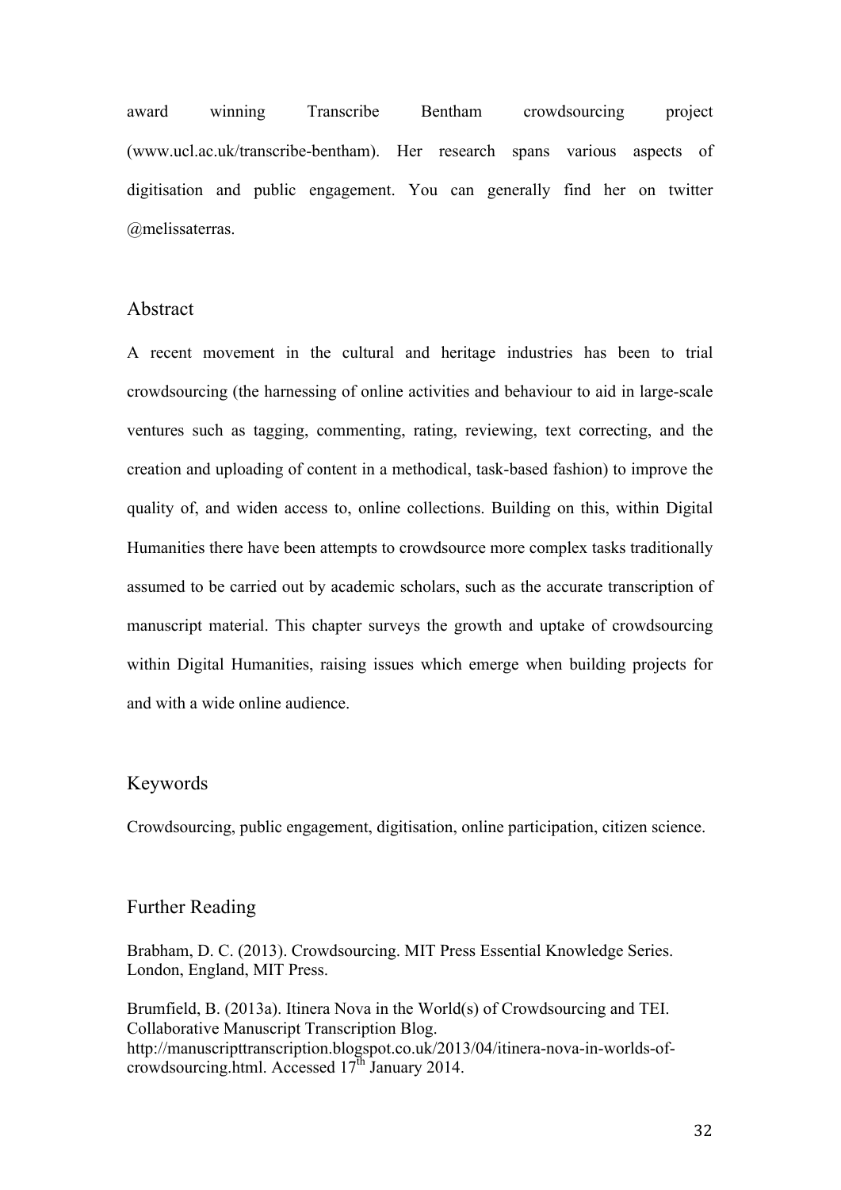award winning Transcribe Bentham crowdsourcing project (www.ucl.ac.uk/transcribe-bentham). Her research spans various aspects of digitisation and public engagement. You can generally find her on twitter @melissaterras.

## Abstract

A recent movement in the cultural and heritage industries has been to trial crowdsourcing (the harnessing of online activities and behaviour to aid in large-scale ventures such as tagging, commenting, rating, reviewing, text correcting, and the creation and uploading of content in a methodical, task-based fashion) to improve the quality of, and widen access to, online collections. Building on this, within Digital Humanities there have been attempts to crowdsource more complex tasks traditionally assumed to be carried out by academic scholars, such as the accurate transcription of manuscript material. This chapter surveys the growth and uptake of crowdsourcing within Digital Humanities, raising issues which emerge when building projects for and with a wide online audience.

## Keywords

Crowdsourcing, public engagement, digitisation, online participation, citizen science.

## Further Reading

Brabham, D. C. (2013). Crowdsourcing. MIT Press Essential Knowledge Series. London, England, MIT Press.

Brumfield, B. (2013a). Itinera Nova in the World(s) of Crowdsourcing and TEI. Collaborative Manuscript Transcription Blog. http://manuscripttranscription.blogspot.co.uk/2013/04/itinera-nova-in-worlds-of-crowdsourcing.html. Accessed 17th January 2014.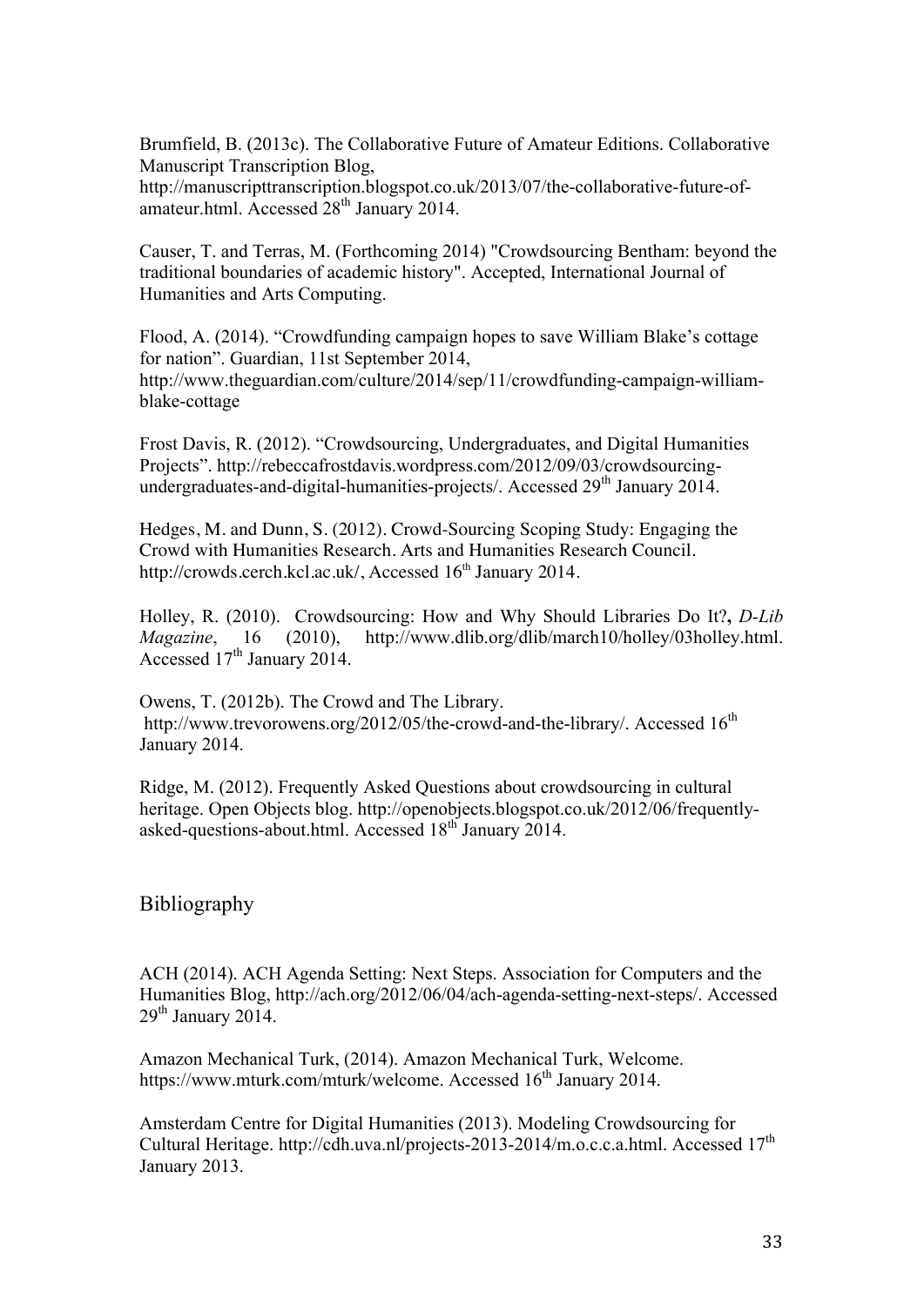Brumfield, B. (2013c). The Collaborative Future of Amateur Editions. Collaborative Manuscript Transcription Blog, http://manuscripttranscription.blogspot.co.uk/2013/07/the-collaborative-future-of-amateur.html. Accessed 28th January 2014.

Causer, T. and Terras, M. (Forthcoming 2014) "Crowdsourcing Bentham: beyond the traditional boundaries of academic history". Accepted, International Journal of Humanities and Arts Computing.

Flood, A. (2014). "Crowdfunding campaign hopes to save William Blake's cottage for nation". Guardian, 11st September 2014, http://www.theguardian.com/culture/2014/sep/11/crowdfunding-campaign-william-blake-cottage

Frost Davis, R. (2012). "Crowdsourcing, Undergraduates, and Digital Humanities Projects". http://rebeccafrostdavis.wordpress.com/2012/09/03/crowdsourcing-undergraduates-and-digital-humanities-projects/. Accessed 29th January 2014.

Hedges, M. and Dunn, S. (2012). Crowd-Sourcing Scoping Study: Engaging the Crowd with Humanities Research. Arts and Humanities Research Council. http://crowds.cerch.kcl.ac.uk/, Accessed 16th January 2014.

Holley, R. (2010). Crowdsourcing: How and Why Should Libraries Do It?, *D-Lib Magazine*, 16 (2010), http://www.dlib.org/dlib/march10/holley/03holley.html. Accessed 17th January 2014.

Owens, T. (2012b). The Crowd and The Library. http://www.trevorowens.org/2012/05/the-crowd-and-the-library/. Accessed 16th January 2014.

Ridge, M. (2012). Frequently Asked Questions about crowdsourcing in cultural heritage. Open Objects blog. http://openobjects.blogspot.co.uk/2012/06/frequently-asked-questions-about.html. Accessed 18th January 2014.

## Bibliography

ACH (2014). ACH Agenda Setting: Next Steps. Association for Computers and the Humanities Blog, http://ach.org/2012/06/04/ach-agenda-setting-next-steps/. Accessed 29th January 2014.

Amazon Mechanical Turk, (2014). Amazon Mechanical Turk, Welcome. https://www.mturk.com/mturk/welcome. Accessed 16th January 2014.

Amsterdam Centre for Digital Humanities (2013). Modeling Crowdsourcing for Cultural Heritage. http://cdh.uva.nl/projects-2013-2014/m.o.c.c.a.html. Accessed 17th January 2013.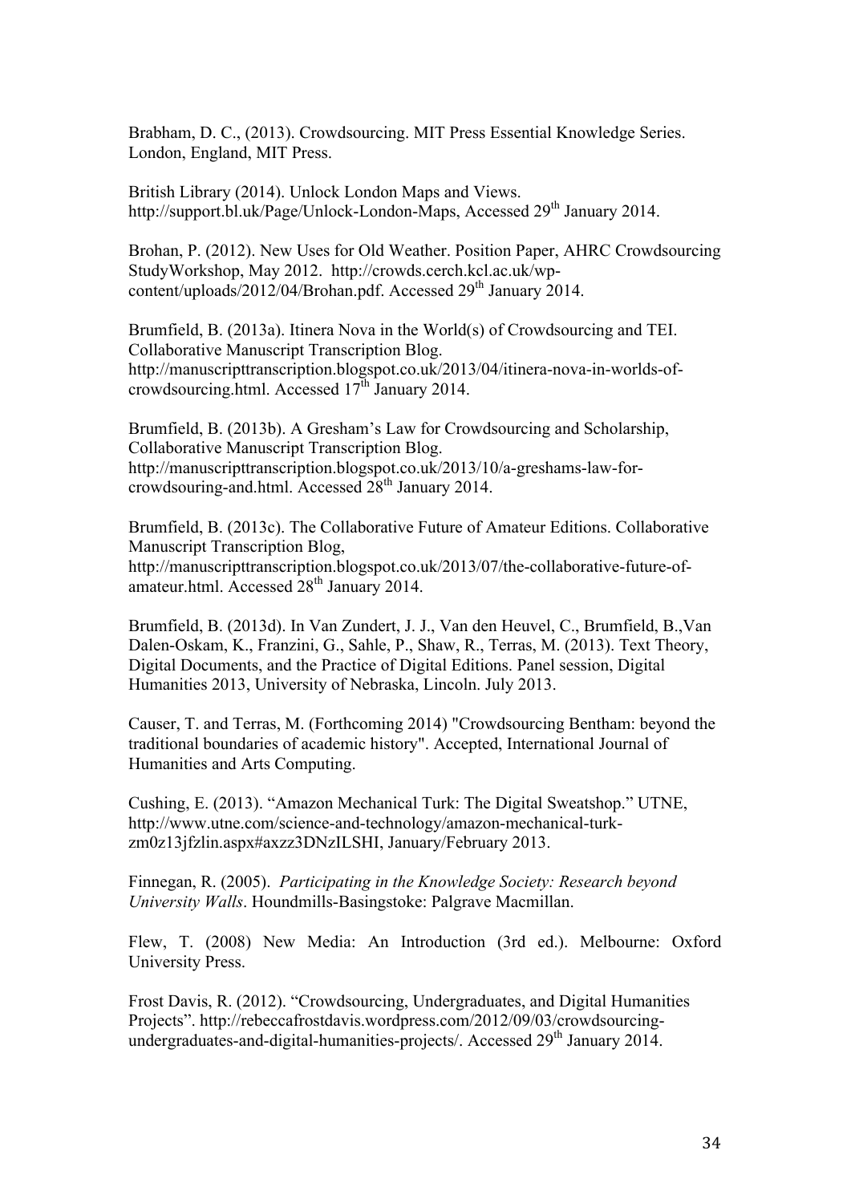Brabham, D. C., (2013). Crowdsourcing. MIT Press Essential Knowledge Series. London, England, MIT Press.

British Library (2014). Unlock London Maps and Views. http://support.bl.uk/Page/Unlock-London-Maps, Accessed 29th January 2014.

Brohan, P. (2012). New Uses for Old Weather. Position Paper, AHRC Crowdsourcing StudyWorkshop, May 2012. http://crowds.cerch.kcl.ac.uk/wp-content/uploads/2012/04/Brohan.pdf. Accessed 29th January 2014.

Brumfield, B. (2013a). Itinera Nova in the World(s) of Crowdsourcing and TEI. Collaborative Manuscript Transcription Blog. http://manuscripttranscription.blogspot.co.uk/2013/04/itinera-nova-in-worlds-of-crowdsourcing.html. Accessed 17th January 2014.

Brumfield, B. (2013b). A Gresham's Law for Crowdsourcing and Scholarship, Collaborative Manuscript Transcription Blog. http://manuscripttranscription.blogspot.co.uk/2013/10/a-greshams-law-for-crowdsouring-and.html. Accessed 28th January 2014.

Brumfield, B. (2013c). The Collaborative Future of Amateur Editions. Collaborative Manuscript Transcription Blog, http://manuscripttranscription.blogspot.co.uk/2013/07/the-collaborative-future-of-amateur.html. Accessed 28th January 2014.

Brumfield, B. (2013d). In Van Zundert, J. J., Van den Heuvel, C., Brumfield, B.,Van Dalen-Oskam, K., Franzini, G., Sahle, P., Shaw, R., Terras, M. (2013). Text Theory, Digital Documents, and the Practice of Digital Editions. Panel session, Digital Humanities 2013, University of Nebraska, Lincoln. July 2013.

Causer, T. and Terras, M. (Forthcoming 2014) "Crowdsourcing Bentham: beyond the traditional boundaries of academic history". Accepted, International Journal of Humanities and Arts Computing.

Cushing, E. (2013). "Amazon Mechanical Turk: The Digital Sweatshop." UTNE, http://www.utne.com/science-and-technology/amazon-mechanical-turk-zm0z13jfzlin.aspx#axzz3DNzILSHI, January/February 2013.

Finnegan, R. (2005). *Participating in the Knowledge Society: Research beyond University Walls*. Houndmills-Basingstoke: Palgrave Macmillan.

Flew, T. (2008) New Media: An Introduction (3rd ed.). Melbourne: Oxford University Press.

Frost Davis, R. (2012). "Crowdsourcing, Undergraduates, and Digital Humanities Projects". http://rebeccafrostdavis.wordpress.com/2012/09/03/crowdsourcing-undergraduates-and-digital-humanities-projects/. Accessed 29th January 2014.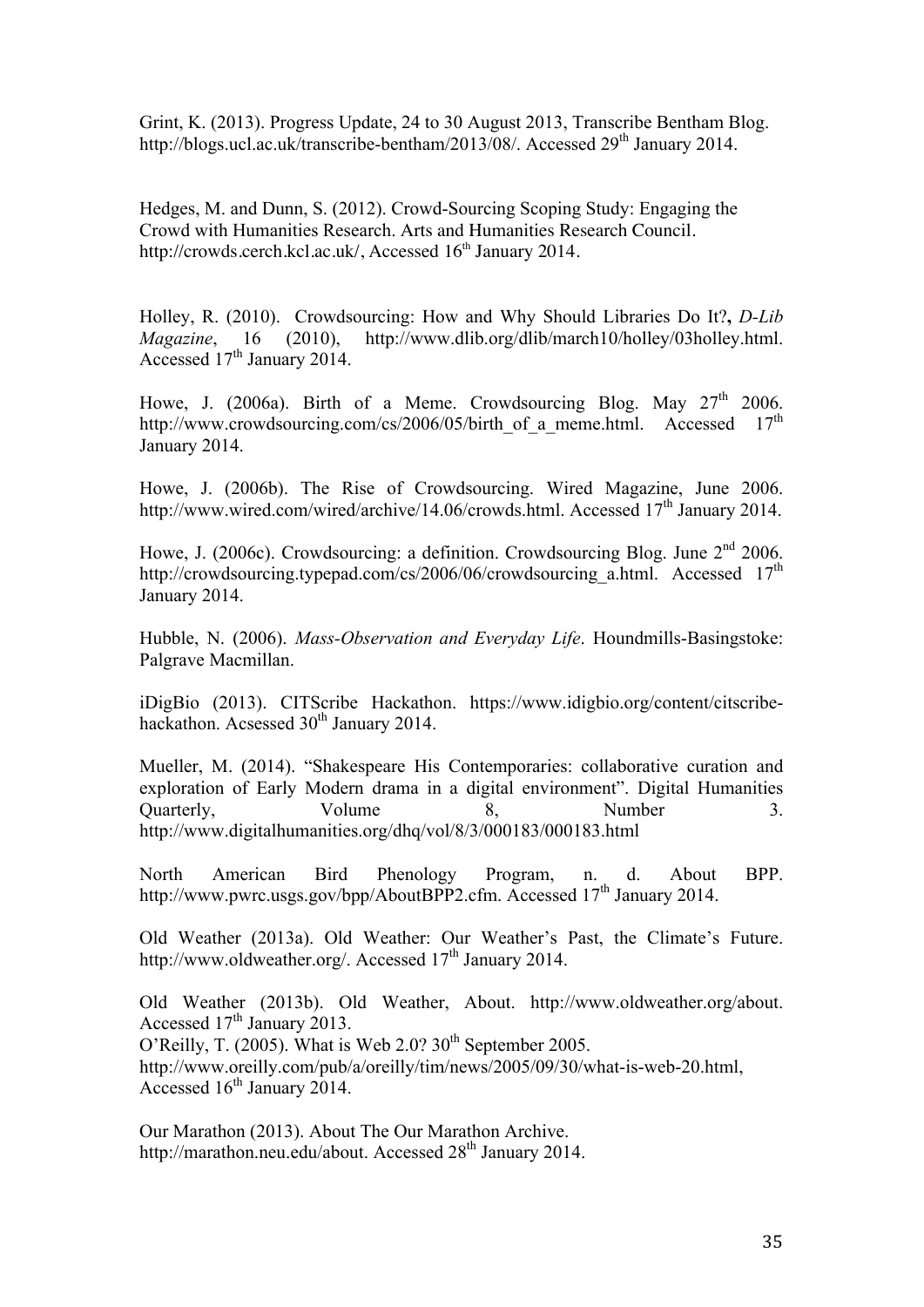Grint, K. (2013). Progress Update, 24 to 30 August 2013, Transcribe Bentham Blog. http://blogs.ucl.ac.uk/transcribe-bentham/2013/08/. Accessed 29th January 2014.

Hedges, M. and Dunn, S. (2012). Crowd-Sourcing Scoping Study: Engaging the Crowd with Humanities Research. Arts and Humanities Research Council. http://crowds.cerch.kcl.ac.uk/, Accessed 16th January 2014.

Holley, R. (2010). Crowdsourcing: How and Why Should Libraries Do It?**,** *D-Lib Magazine*, 16 (2010), http://www.dlib.org/dlib/march10/holley/03holley.html. Accessed 17th January 2014.

Howe, J. (2006a). Birth of a Meme. Crowdsourcing Blog. May 27th 2006. http://www.crowdsourcing.com/cs/2006/05/birth_of_a_meme.html. Accessed 17th January 2014.

Howe, J. (2006b). The Rise of Crowdsourcing. Wired Magazine, June 2006. http://www.wired.com/wired/archive/14.06/crowds.html. Accessed 17th January 2014.

Howe, J. (2006c). Crowdsourcing: a definition. Crowdsourcing Blog. June 2nd 2006. http://crowdsourcing.typepad.com/cs/2006/06/crowdsourcing_a.html. Accessed 17th January 2014.

Hubble, N. (2006). *Mass-Observation and Everyday Life*. Houndmills-Basingstoke: Palgrave Macmillan.

iDigBio (2013). CITScribe Hackathon. https://www.idigbio.org/content/citscribe-hackathon. Acsessed 30th January 2014.

Mueller, M. (2014). "Shakespeare His Contemporaries: collaborative curation and exploration of Early Modern drama in a digital environment". Digital Humanities Quarterly, Volume 8, Number 3. http://www.digitalhumanities.org/dhq/vol/8/3/000183/000183.html

North American Bird Phenology Program, n. d. About BPP. http://www.pwrc.usgs.gov/bpp/AboutBPP2.cfm. Accessed 17th January 2014.

Old Weather (2013a). Old Weather: Our Weather's Past, the Climate's Future. http://www.oldweather.org/. Accessed 17th January 2014.

Old Weather (2013b). Old Weather, About. http://www.oldweather.org/about. Accessed 17th January 2013.

O'Reilly, T. (2005). What is Web 2.0? 30th September 2005. http://www.oreilly.com/pub/a/oreilly/tim/news/2005/09/30/what-is-web-20.html, Accessed 16th January 2014.

Our Marathon (2013). About The Our Marathon Archive. http://marathon.neu.edu/about. Accessed 28th January 2014.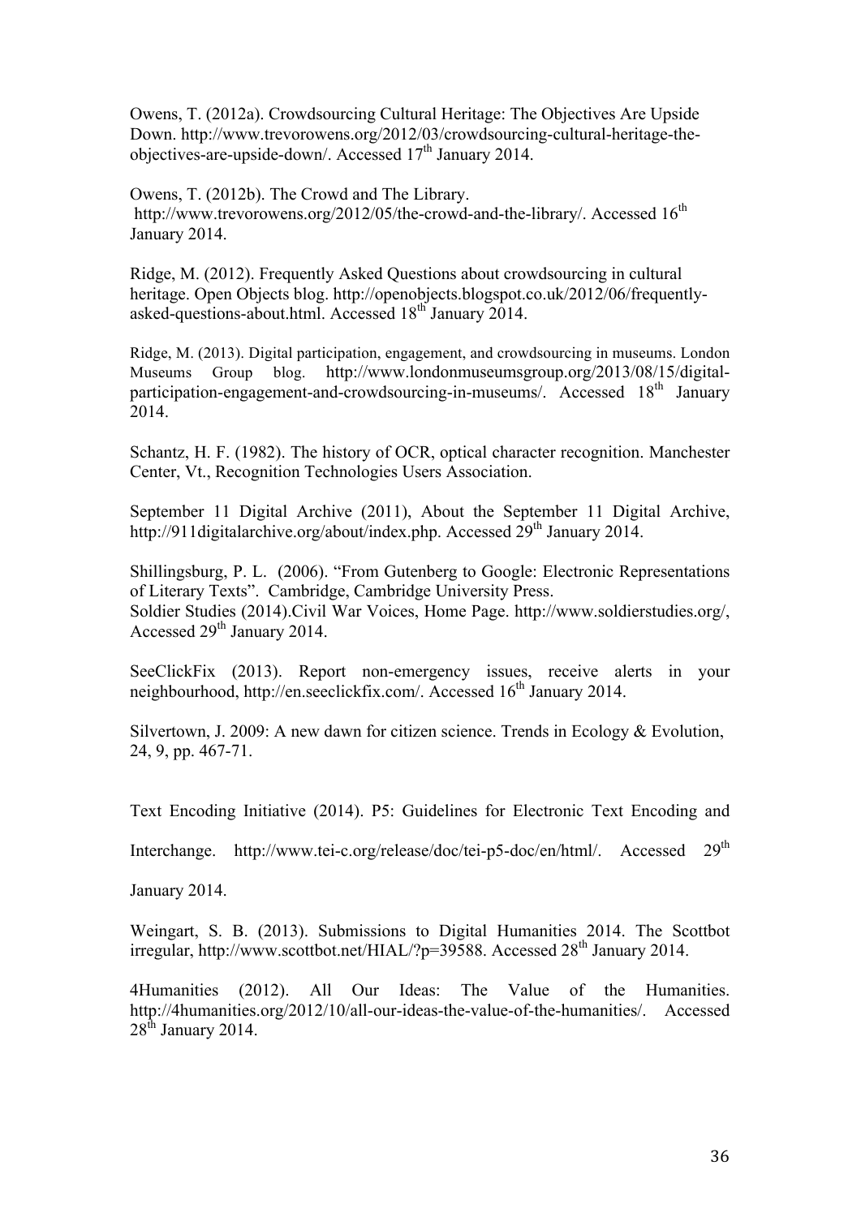Owens, T. (2012a). Crowdsourcing Cultural Heritage: The Objectives Are Upside Down. http://www.trevorowens.org/2012/03/crowdsourcing-cultural-heritage-the-objectives-are-upside-down/. Accessed 17th January 2014.

Owens, T. (2012b). The Crowd and The Library. http://www.trevorowens.org/2012/05/the-crowd-and-the-library/. Accessed 16th January 2014.

Ridge, M. (2012). Frequently Asked Questions about crowdsourcing in cultural heritage. Open Objects blog. http://openobjects.blogspot.co.uk/2012/06/frequently-asked-questions-about.html. Accessed 18th January 2014.

Ridge, M. (2013). Digital participation, engagement, and crowdsourcing in museums. London Museums Group blog. http://www.londonmuseumsgroup.org/2013/08/15/digital-participation-engagement-and-crowdsourcing-in-museums/. Accessed 18th January 2014.

Schantz, H. F. (1982). The history of OCR, optical character recognition. Manchester Center, Vt., Recognition Technologies Users Association.

September 11 Digital Archive (2011), About the September 11 Digital Archive, http://911digitalarchive.org/about/index.php. Accessed 29th January 2014.

Shillingsburg, P. L. (2006). "From Gutenberg to Google: Electronic Representations of Literary Texts". Cambridge, Cambridge University Press.
Soldier Studies (2014).Civil War Voices, Home Page. http://www.soldierstudies.org/, Accessed 29th January 2014.

SeeClickFix (2013). Report non-emergency issues, receive alerts in your neighbourhood, http://en.seeclickfix.com/. Accessed 16th January 2014.

Silvertown, J. 2009: A new dawn for citizen science. Trends in Ecology & Evolution, 24, 9, pp. 467-71.

Text Encoding Initiative (2014). P5: Guidelines for Electronic Text Encoding and Interchange. http://www.tei-c.org/release/doc/tei-p5-doc/en/html/. Accessed 29th January 2014.

Weingart, S. B. (2013). Submissions to Digital Humanities 2014. The Scottbot irregular, http://www.scottbot.net/HIAL/?p=39588. Accessed 28th January 2014.

4Humanities (2012). All Our Ideas: The Value of the Humanities. http://4humanities.org/2012/10/all-our-ideas-the-value-of-the-humanities/. Accessed 28th January 2014.